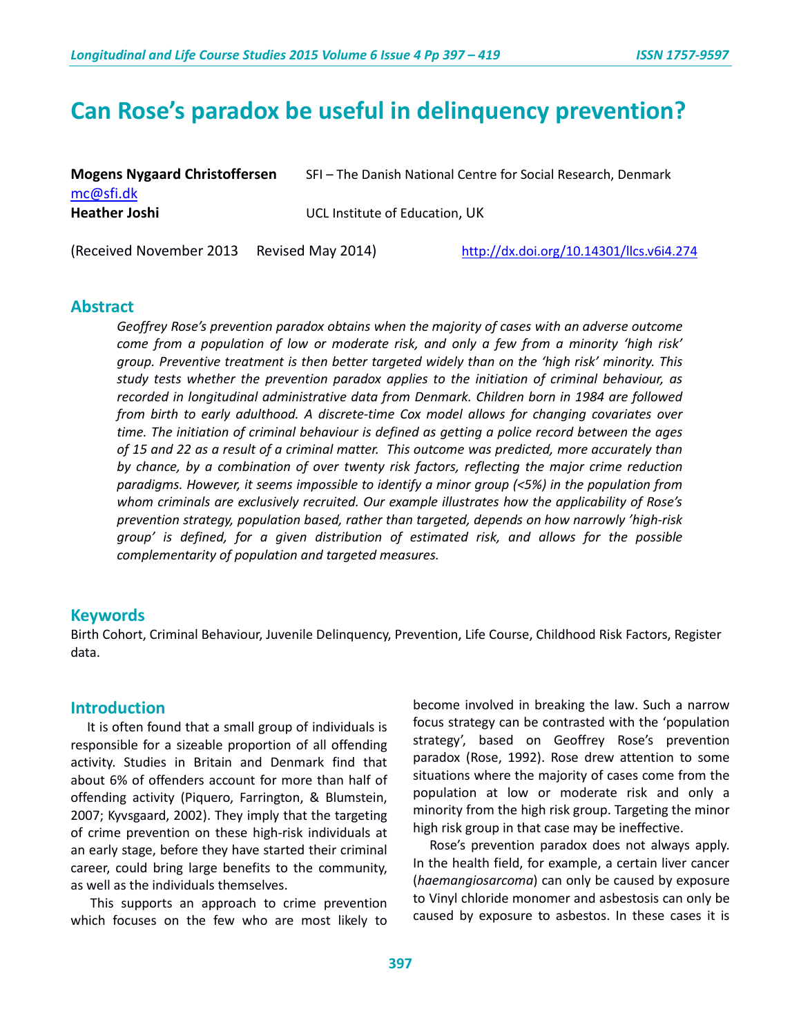# Can Rose's paradox be useful in delinquency prevention?

**Mogens Nygaard Christoffersen** SFI – The Danish National Centre for Social Research, Denmark
mc@sfi.dk

**Heather Joshi** UCL Institute of Education, UK

(Received November 2013 Revised May 2014) http://dx.doi.org/10.14301/llcs.v6i4.274

## Abstract

*Geoffrey Rose's prevention paradox obtains when the majority of cases with an adverse outcome come from a population of low or moderate risk, and only a few from a minority 'high risk' group. Preventive treatment is then better targeted widely than on the 'high risk' minority. This study tests whether the prevention paradox applies to the initiation of criminal behaviour, as recorded in longitudinal administrative data from Denmark. Children born in 1984 are followed from birth to early adulthood. A discrete-time Cox model allows for changing covariates over time. The initiation of criminal behaviour is defined as getting a police record between the ages of 15 and 22 as a result of a criminal matter. This outcome was predicted, more accurately than by chance, by a combination of over twenty risk factors, reflecting the major crime reduction paradigms. However, it seems impossible to identify a minor group (<5%) in the population from whom criminals are exclusively recruited. Our example illustrates how the applicability of Rose's prevention strategy, population based, rather than targeted, depends on how narrowly 'high-risk group' is defined, for a given distribution of estimated risk, and allows for the possible complementarity of population and targeted measures.*

## Keywords

Birth Cohort, Criminal Behaviour, Juvenile Delinquency, Prevention, Life Course, Childhood Risk Factors, Register data.

## Introduction

It is often found that a small group of individuals is responsible for a sizeable proportion of all offending activity. Studies in Britain and Denmark find that about 6% of offenders account for more than half of offending activity (Piquero, Farrington, & Blumstein, 2007; Kyvsgaard, 2002). They imply that the targeting of crime prevention on these high-risk individuals at an early stage, before they have started their criminal career, could bring large benefits to the community, as well as the individuals themselves.

This supports an approach to crime prevention which focuses on the few who are most likely to become involved in breaking the law. Such a narrow focus strategy can be contrasted with the 'population strategy', based on Geoffrey Rose's prevention paradox (Rose, 1992). Rose drew attention to some situations where the majority of cases come from the population at low or moderate risk and only a minority from the high risk group. Targeting the minor high risk group in that case may be ineffective.

Rose's prevention paradox does not always apply. In the health field, for example, a certain liver cancer (*haemangiosarcoma*) can only be caused by exposure to Vinyl chloride monomer and asbestosis can only be caused by exposure to asbestos. In these cases it is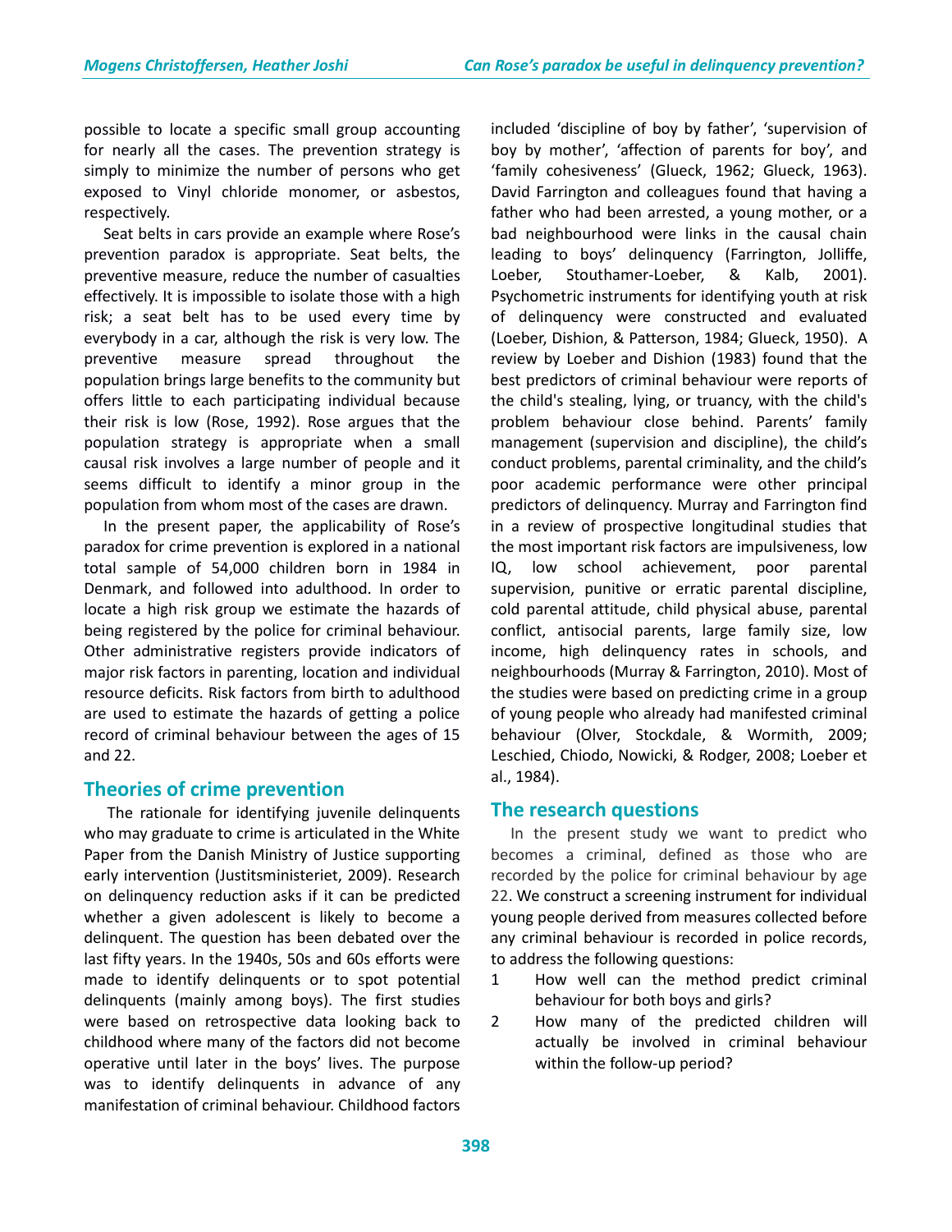possible to locate a specific small group accounting for nearly all the cases. The prevention strategy is simply to minimize the number of persons who get exposed to Vinyl chloride monomer, or asbestos, respectively.

Seat belts in cars provide an example where Rose's prevention paradox is appropriate. Seat belts, the preventive measure, reduce the number of casualties effectively. It is impossible to isolate those with a high risk; a seat belt has to be used every time by everybody in a car, although the risk is very low. The preventive measure spread throughout the population brings large benefits to the community but offers little to each participating individual because their risk is low (Rose, 1992). Rose argues that the population strategy is appropriate when a small causal risk involves a large number of people and it seems difficult to identify a minor group in the population from whom most of the cases are drawn.

In the present paper, the applicability of Rose's paradox for crime prevention is explored in a national total sample of 54,000 children born in 1984 in Denmark, and followed into adulthood. In order to locate a high risk group we estimate the hazards of being registered by the police for criminal behaviour. Other administrative registers provide indicators of major risk factors in parenting, location and individual resource deficits. Risk factors from birth to adulthood are used to estimate the hazards of getting a police record of criminal behaviour between the ages of 15 and 22.

## Theories of crime prevention

The rationale for identifying juvenile delinquents who may graduate to crime is articulated in the White Paper from the Danish Ministry of Justice supporting early intervention (Justitsministeriet, 2009). Research on delinquency reduction asks if it can be predicted whether a given adolescent is likely to become a delinquent. The question has been debated over the last fifty years. In the 1940s, 50s and 60s efforts were made to identify delinquents or to spot potential delinquents (mainly among boys). The first studies were based on retrospective data looking back to childhood where many of the factors did not become operative until later in the boys' lives. The purpose was to identify delinquents in advance of any manifestation of criminal behaviour. Childhood factors included 'discipline of boy by father', 'supervision of boy by mother', 'affection of parents for boy', and 'family cohesiveness' (Glueck, 1962; Glueck, 1963). David Farrington and colleagues found that having a father who had been arrested, a young mother, or a bad neighbourhood were links in the causal chain leading to boys' delinquency (Farrington, Jolliffe, Loeber, Stouthamer-Loeber, & Kalb, 2001). Psychometric instruments for identifying youth at risk of delinquency were constructed and evaluated (Loeber, Dishion, & Patterson, 1984; Glueck, 1950). A review by Loeber and Dishion (1983) found that the best predictors of criminal behaviour were reports of the child's stealing, lying, or truancy, with the child's problem behaviour close behind. Parents' family management (supervision and discipline), the child's conduct problems, parental criminality, and the child's poor academic performance were other principal predictors of delinquency. Murray and Farrington find in a review of prospective longitudinal studies that the most important risk factors are impulsiveness, low IQ, low school achievement, poor parental supervision, punitive or erratic parental discipline, cold parental attitude, child physical abuse, parental conflict, antisocial parents, large family size, low income, high delinquency rates in schools, and neighbourhoods (Murray & Farrington, 2010). Most of the studies were based on predicting crime in a group of young people who already had manifested criminal behaviour (Olver, Stockdale, & Wormith, 2009; Leschied, Chiodo, Nowicki, & Rodger, 2008; Loeber et al., 1984).

## The research questions

In the present study we want to predict who becomes a criminal, defined as those who are recorded by the police for criminal behaviour by age 22. We construct a screening instrument for individual young people derived from measures collected before any criminal behaviour is recorded in police records, to address the following questions:

1. How well can the method predict criminal behaviour for both boys and girls?
2. How many of the predicted children will actually be involved in criminal behaviour within the follow-up period?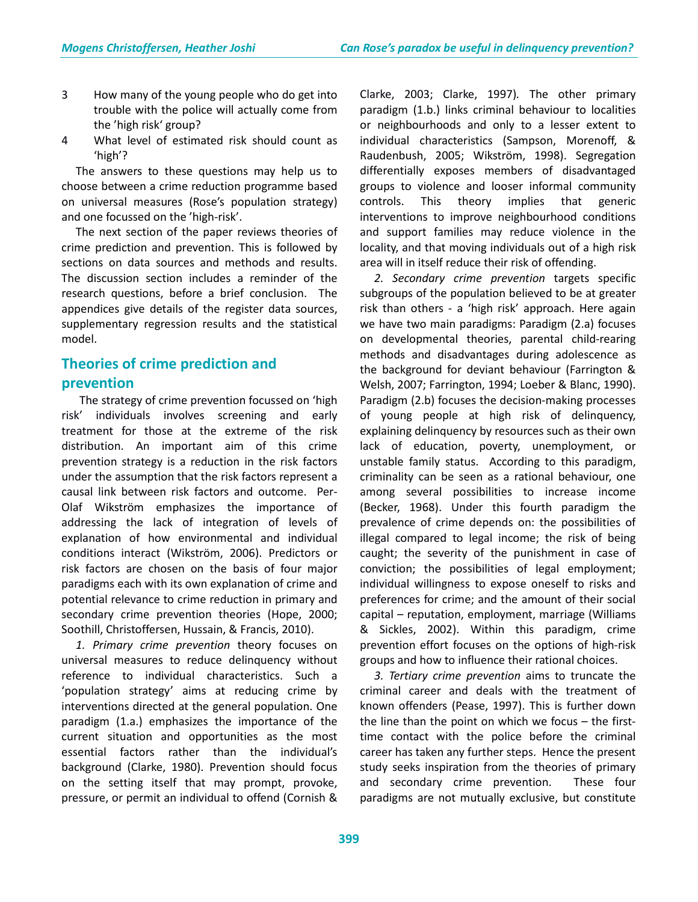3 How many of the young people who do get into trouble with the police will actually come from the 'high risk' group?

4 What level of estimated risk should count as 'high'?

The answers to these questions may help us to choose between a crime reduction programme based on universal measures (Rose's population strategy) and one focussed on the 'high-risk'.

The next section of the paper reviews theories of crime prediction and prevention. This is followed by sections on data sources and methods and results. The discussion section includes a reminder of the research questions, before a brief conclusion. The appendices give details of the register data sources, supplementary regression results and the statistical model.

## Theories of crime prediction and prevention

The strategy of crime prevention focussed on 'high risk' individuals involves screening and early treatment for those at the extreme of the risk distribution. An important aim of this crime prevention strategy is a reduction in the risk factors under the assumption that the risk factors represent a causal link between risk factors and outcome. Per-Olaf Wikström emphasizes the importance of addressing the lack of integration of levels of explanation of how environmental and individual conditions interact (Wikström, 2006). Predictors or risk factors are chosen on the basis of four major paradigms each with its own explanation of crime and potential relevance to crime reduction in primary and secondary crime prevention theories (Hope, 2000; Soothill, Christoffersen, Hussain, & Francis, 2010).

*1. Primary crime prevention* theory focuses on universal measures to reduce delinquency without reference to individual characteristics. Such a 'population strategy' aims at reducing crime by interventions directed at the general population. One paradigm (1.a.) emphasizes the importance of the current situation and opportunities as the most essential factors rather than the individual's background (Clarke, 1980). Prevention should focus on the setting itself that may prompt, provoke, pressure, or permit an individual to offend (Cornish & Clarke, 2003; Clarke, 1997). The other primary paradigm (1.b.) links criminal behaviour to localities or neighbourhoods and only to a lesser extent to individual characteristics (Sampson, Morenoff, & Raudenbush, 2005; Wikström, 1998). Segregation differentially exposes members of disadvantaged groups to violence and looser informal community controls. This theory implies that generic interventions to improve neighbourhood conditions and support families may reduce violence in the locality, and that moving individuals out of a high risk area will in itself reduce their risk of offending.

*2. Secondary crime prevention* targets specific subgroups of the population believed to be at greater risk than others - a 'high risk' approach. Here again we have two main paradigms: Paradigm (2.a) focuses on developmental theories, parental child-rearing methods and disadvantages during adolescence as the background for deviant behaviour (Farrington & Welsh, 2007; Farrington, 1994; Loeber & Blanc, 1990). Paradigm (2.b) focuses the decision-making processes of young people at high risk of delinquency, explaining delinquency by resources such as their own lack of education, poverty, unemployment, or unstable family status. According to this paradigm, criminality can be seen as a rational behaviour, one among several possibilities to increase income (Becker, 1968). Under this fourth paradigm the prevalence of crime depends on: the possibilities of illegal compared to legal income; the risk of being caught; the severity of the punishment in case of conviction; the possibilities of legal employment; individual willingness to expose oneself to risks and preferences for crime; and the amount of their social capital – reputation, employment, marriage (Williams & Sickles, 2002). Within this paradigm, crime prevention effort focuses on the options of high-risk groups and how to influence their rational choices.

*3. Tertiary crime prevention* aims to truncate the criminal career and deals with the treatment of known offenders (Pease, 1997). This is further down the line than the point on which we focus – the first-time contact with the police before the criminal career has taken any further steps. Hence the present study seeks inspiration from the theories of primary and secondary crime prevention. These four paradigms are not mutually exclusive, but constitute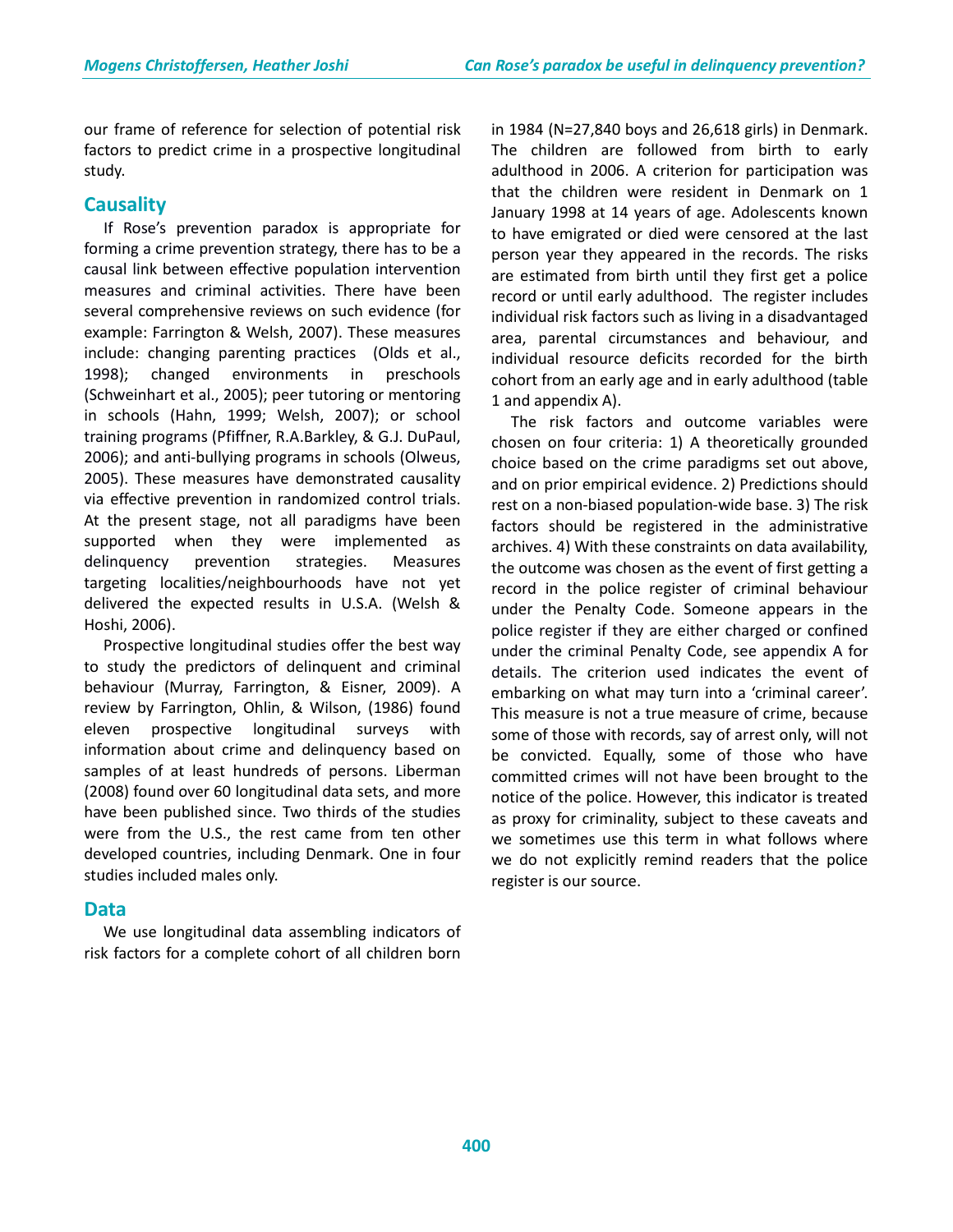our frame of reference for selection of potential risk factors to predict crime in a prospective longitudinal study.

## Causality

If Rose's prevention paradox is appropriate for forming a crime prevention strategy, there has to be a causal link between effective population intervention measures and criminal activities. There have been several comprehensive reviews on such evidence (for example: Farrington & Welsh, 2007). These measures include: changing parenting practices (Olds et al., 1998); changed environments in preschools (Schweinhart et al., 2005); peer tutoring or mentoring in schools (Hahn, 1999; Welsh, 2007); or school training programs (Pfiffner, R.A.Barkley, & G.J. DuPaul, 2006); and anti-bullying programs in schools (Olweus, 2005). These measures have demonstrated causality via effective prevention in randomized control trials. At the present stage, not all paradigms have been supported when they were implemented as delinquency prevention strategies. Measures targeting localities/neighbourhoods have not yet delivered the expected results in U.S.A. (Welsh & Hoshi, 2006).

Prospective longitudinal studies offer the best way to study the predictors of delinquent and criminal behaviour (Murray, Farrington, & Eisner, 2009). A review by Farrington, Ohlin, & Wilson, (1986) found eleven prospective longitudinal surveys with information about crime and delinquency based on samples of at least hundreds of persons. Liberman (2008) found over 60 longitudinal data sets, and more have been published since. Two thirds of the studies were from the U.S., the rest came from ten other developed countries, including Denmark. One in four studies included males only.

## Data

We use longitudinal data assembling indicators of risk factors for a complete cohort of all children born in 1984 (N=27,840 boys and 26,618 girls) in Denmark. The children are followed from birth to early adulthood in 2006. A criterion for participation was that the children were resident in Denmark on 1 January 1998 at 14 years of age. Adolescents known to have emigrated or died were censored at the last person year they appeared in the records. The risks are estimated from birth until they first get a police record or until early adulthood. The register includes individual risk factors such as living in a disadvantaged area, parental circumstances and behaviour, and individual resource deficits recorded for the birth cohort from an early age and in early adulthood (table 1 and appendix A).

The risk factors and outcome variables were chosen on four criteria: 1) A theoretically grounded choice based on the crime paradigms set out above, and on prior empirical evidence. 2) Predictions should rest on a non-biased population-wide base. 3) The risk factors should be registered in the administrative archives. 4) With these constraints on data availability, the outcome was chosen as the event of first getting a record in the police register of criminal behaviour under the Penalty Code. Someone appears in the police register if they are either charged or confined under the criminal Penalty Code, see appendix A for details. The criterion used indicates the event of embarking on what may turn into a 'criminal career'. This measure is not a true measure of crime, because some of those with records, say of arrest only, will not be convicted. Equally, some of those who have committed crimes will not have been brought to the notice of the police. However, this indicator is treated as proxy for criminality, subject to these caveats and we sometimes use this term in what follows where we do not explicitly remind readers that the police register is our source.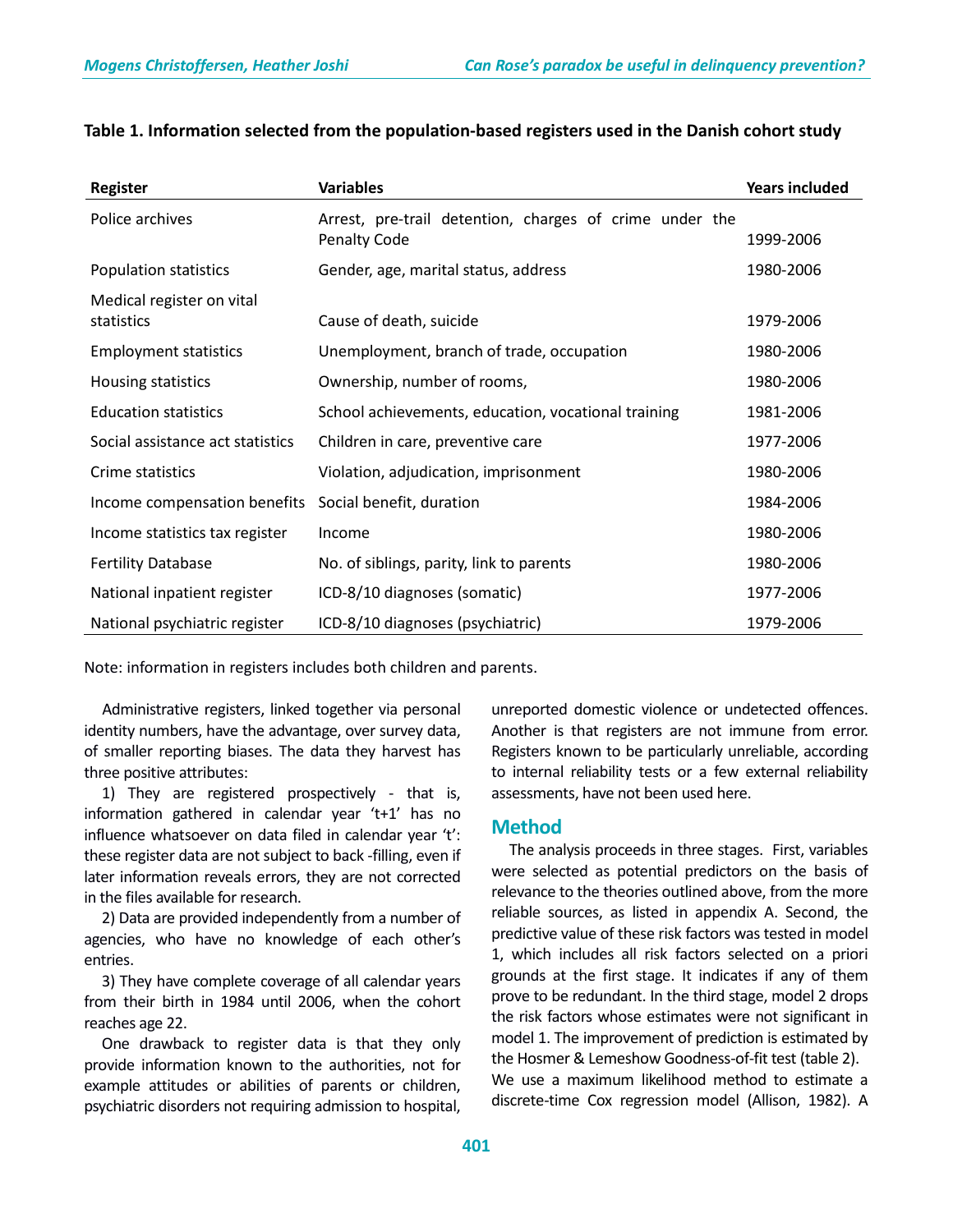**Table 1. Information selected from the population-based registers used in the Danish cohort study**

| Register | Variables | Years included |
|---|---|---|
| Police archives | Arrest, pre-trail detention, charges of crime under the Penalty Code | 1999-2006 |
| Population statistics | Gender, age, marital status, address | 1980-2006 |
| Medical register on vital statistics | Cause of death, suicide | 1979-2006 |
| Employment statistics | Unemployment, branch of trade, occupation | 1980-2006 |
| Housing statistics | Ownership, number of rooms, | 1980-2006 |
| Education statistics | School achievements, education, vocational training | 1981-2006 |
| Social assistance act statistics | Children in care, preventive care | 1977-2006 |
| Crime statistics | Violation, adjudication, imprisonment | 1980-2006 |
| Income compensation benefits | Social benefit, duration | 1984-2006 |
| Income statistics tax register | Income | 1980-2006 |
| Fertility Database | No. of siblings, parity, link to parents | 1980-2006 |
| National inpatient register | ICD-8/10 diagnoses (somatic) | 1977-2006 |
| National psychiatric register | ICD-8/10 diagnoses (psychiatric) | 1979-2006 |

Note: information in registers includes both children and parents.

Administrative registers, linked together via personal identity numbers, have the advantage, over survey data, of smaller reporting biases. The data they harvest has three positive attributes:

1) They are registered prospectively - that is, information gathered in calendar year 't+1' has no influence whatsoever on data filed in calendar year 't': these register data are not subject to back -filling, even if later information reveals errors, they are not corrected in the files available for research.

2) Data are provided independently from a number of agencies, who have no knowledge of each other's entries.

3) They have complete coverage of all calendar years from their birth in 1984 until 2006, when the cohort reaches age 22.

One drawback to register data is that they only provide information known to the authorities, not for example attitudes or abilities of parents or children, psychiatric disorders not requiring admission to hospital, unreported domestic violence or undetected offences. Another is that registers are not immune from error. Registers known to be particularly unreliable, according to internal reliability tests or a few external reliability assessments, have not been used here.

## Method

The analysis proceeds in three stages. First, variables were selected as potential predictors on the basis of relevance to the theories outlined above, from the more reliable sources, as listed in appendix A. Second, the predictive value of these risk factors was tested in model 1, which includes all risk factors selected on a priori grounds at the first stage. It indicates if any of them prove to be redundant. In the third stage, model 2 drops the risk factors whose estimates were not significant in model 1. The improvement of prediction is estimated by the Hosmer & Lemeshow Goodness-of-fit test (table 2).

We use a maximum likelihood method to estimate a discrete-time Cox regression model (Allison, 1982). A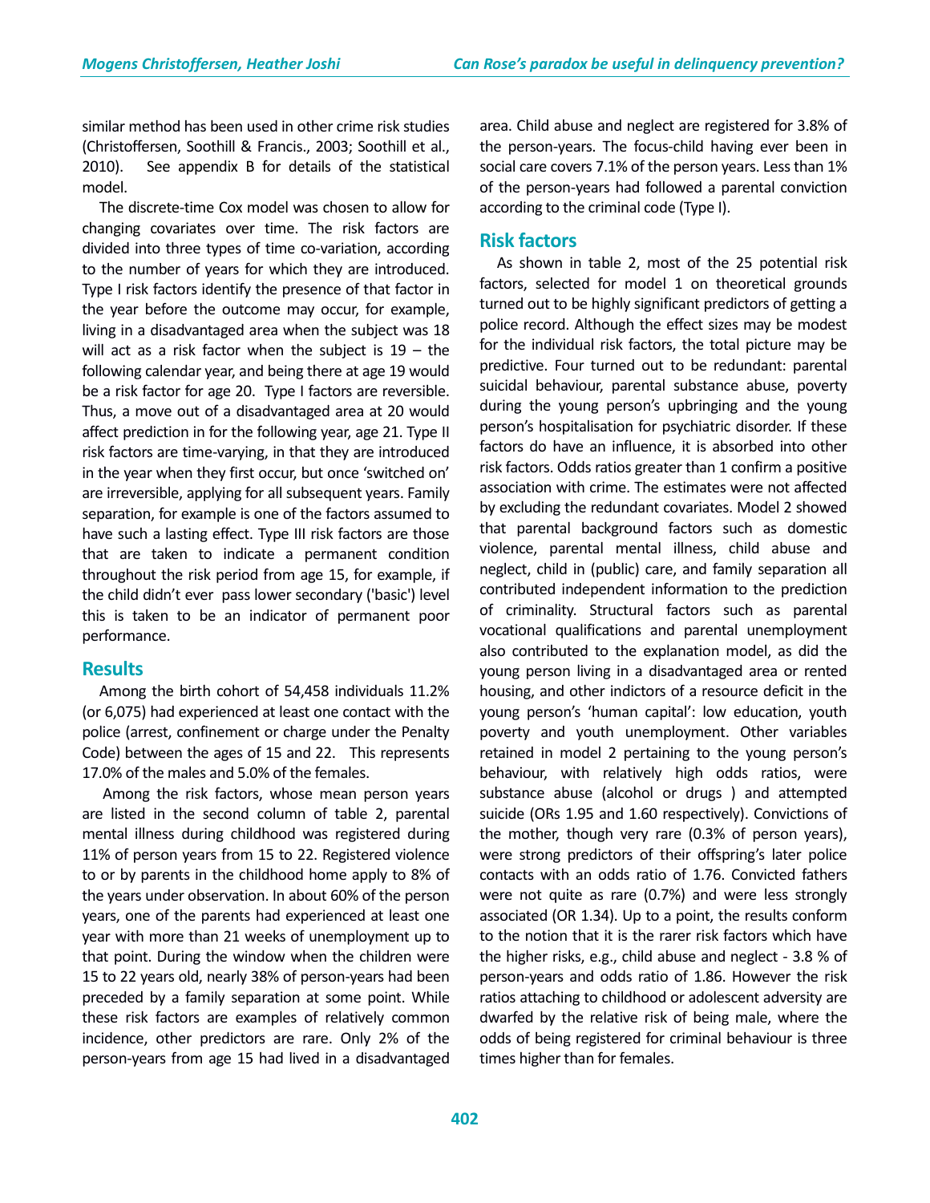similar method has been used in other crime risk studies (Christoffersen, Soothill & Francis., 2003; Soothill et al., 2010). See appendix B for details of the statistical model.

The discrete-time Cox model was chosen to allow for changing covariates over time. The risk factors are divided into three types of time co-variation, according to the number of years for which they are introduced. Type I risk factors identify the presence of that factor in the year before the outcome may occur, for example, living in a disadvantaged area when the subject was 18 will act as a risk factor when the subject is 19 – the following calendar year, and being there at age 19 would be a risk factor for age 20. Type I factors are reversible. Thus, a move out of a disadvantaged area at 20 would affect prediction in for the following year, age 21. Type II risk factors are time-varying, in that they are introduced in the year when they first occur, but once 'switched on' are irreversible, applying for all subsequent years. Family separation, for example is one of the factors assumed to have such a lasting effect. Type III risk factors are those that are taken to indicate a permanent condition throughout the risk period from age 15, for example, if the child didn't ever pass lower secondary ('basic') level this is taken to be an indicator of permanent poor performance.

## Results

Among the birth cohort of 54,458 individuals 11.2% (or 6,075) had experienced at least one contact with the police (arrest, confinement or charge under the Penalty Code) between the ages of 15 and 22. This represents 17.0% of the males and 5.0% of the females.

Among the risk factors, whose mean person years are listed in the second column of table 2, parental mental illness during childhood was registered during 11% of person years from 15 to 22. Registered violence to or by parents in the childhood home apply to 8% of the years under observation. In about 60% of the person years, one of the parents had experienced at least one year with more than 21 weeks of unemployment up to that point. During the window when the children were 15 to 22 years old, nearly 38% of person-years had been preceded by a family separation at some point. While these risk factors are examples of relatively common incidence, other predictors are rare. Only 2% of the person-years from age 15 had lived in a disadvantaged area. Child abuse and neglect are registered for 3.8% of the person-years. The focus-child having ever been in social care covers 7.1% of the person years. Less than 1% of the person-years had followed a parental conviction according to the criminal code (Type I).

## Risk factors

As shown in table 2, most of the 25 potential risk factors, selected for model 1 on theoretical grounds turned out to be highly significant predictors of getting a police record. Although the effect sizes may be modest for the individual risk factors, the total picture may be predictive. Four turned out to be redundant: parental suicidal behaviour, parental substance abuse, poverty during the young person's upbringing and the young person's hospitalisation for psychiatric disorder. If these factors do have an influence, it is absorbed into other risk factors. Odds ratios greater than 1 confirm a positive association with crime. The estimates were not affected by excluding the redundant covariates. Model 2 showed that parental background factors such as domestic violence, parental mental illness, child abuse and neglect, child in (public) care, and family separation all contributed independent information to the prediction of criminality. Structural factors such as parental vocational qualifications and parental unemployment also contributed to the explanation model, as did the young person living in a disadvantaged area or rented housing, and other indictors of a resource deficit in the young person's 'human capital': low education, youth poverty and youth unemployment. Other variables retained in model 2 pertaining to the young person's behaviour, with relatively high odds ratios, were substance abuse (alcohol or drugs ) and attempted suicide (ORs 1.95 and 1.60 respectively). Convictions of the mother, though very rare (0.3% of person years), were strong predictors of their offspring's later police contacts with an odds ratio of 1.76. Convicted fathers were not quite as rare (0.7%) and were less strongly associated (OR 1.34). Up to a point, the results conform to the notion that it is the rarer risk factors which have the higher risks, e.g., child abuse and neglect - 3.8 % of person-years and odds ratio of 1.86. However the risk ratios attaching to childhood or adolescent adversity are dwarfed by the relative risk of being male, where the odds of being registered for criminal behaviour is three times higher than for females.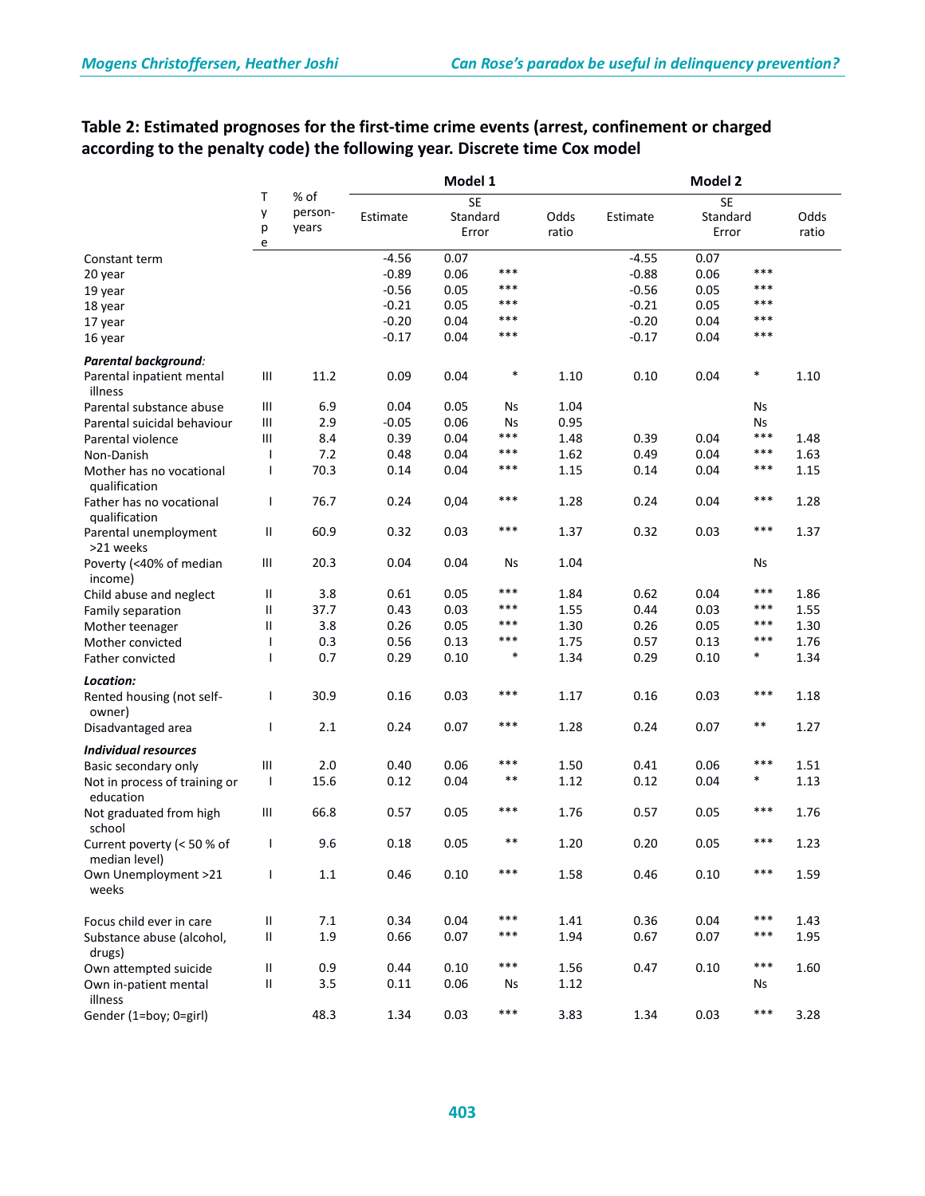**Table 2: Estimated prognoses for the first-time crime events (arrest, confinement or charged according to the penalty code) the following year. Discrete time Cox model**

| | Type | % of person-years | Model 1 | | | | Model 2 | | | |
|---|---|---|---|---|---|---|---|---|---|---|
| | | | Estimate | SE Standard Error | | Odds ratio | Estimate | SE Standard Error | | Odds ratio |
| Constant term | | | -4.56 | 0.07 | | | -4.55 | 0.07 | | |
| 20 year | | | -0.89 | 0.06 | *** | | -0.88 | 0.06 | *** | |
| 19 year | | | -0.56 | 0.05 | *** | | -0.56 | 0.05 | *** | |
| 18 year | | | -0.21 | 0.05 | *** | | -0.21 | 0.05 | *** | |
| 17 year | | | -0.20 | 0.04 | *** | | -0.20 | 0.04 | *** | |
| 16 year | | | -0.17 | 0.04 | *** | | -0.17 | 0.04 | *** | |
| ***Parental background:*** | | | | | | | | | | |
| Parental inpatient mental illness | III | 11.2 | 0.09 | 0.04 | * | 1.10 | 0.10 | 0.04 | * | 1.10 |
| Parental substance abuse | III | 6.9 | 0.04 | 0.05 | Ns | 1.04 | | | Ns | |
| Parental suicidal behaviour | III | 2.9 | -0.05 | 0.06 | Ns | 0.95 | | | Ns | |
| Parental violence | III | 8.4 | 0.39 | 0.04 | *** | 1.48 | 0.39 | 0.04 | *** | 1.48 |
| Non-Danish | I | 7.2 | 0.48 | 0.04 | *** | 1.62 | 0.49 | 0.04 | *** | 1.63 |
| Mother has no vocational qualification | I | 70.3 | 0.14 | 0.04 | *** | 1.15 | 0.14 | 0.04 | *** | 1.15 |
| Father has no vocational qualification | I | 76.7 | 0.24 | 0,04 | *** | 1.28 | 0.24 | 0.04 | *** | 1.28 |
| Parental unemployment >21 weeks | II | 60.9 | 0.32 | 0.03 | *** | 1.37 | 0.32 | 0.03 | *** | 1.37 |
| Poverty (<40% of median income) | III | 20.3 | 0.04 | 0.04 | Ns | 1.04 | | | Ns | |
| Child abuse and neglect | II | 3.8 | 0.61 | 0.05 | *** | 1.84 | 0.62 | 0.04 | *** | 1.86 |
| Family separation | II | 37.7 | 0.43 | 0.03 | *** | 1.55 | 0.44 | 0.03 | *** | 1.55 |
| Mother teenager | II | 3.8 | 0.26 | 0.05 | *** | 1.30 | 0.26 | 0.05 | *** | 1.30 |
| Mother convicted | I | 0.3 | 0.56 | 0.13 | *** | 1.75 | 0.57 | 0.13 | *** | 1.76 |
| Father convicted | I | 0.7 | 0.29 | 0.10 | * | 1.34 | 0.29 | 0.10 | * | 1.34 |
| ***Location:*** | | | | | | | | | | |
| Rented housing (not self-owner) | I | 30.9 | 0.16 | 0.03 | *** | 1.17 | 0.16 | 0.03 | *** | 1.18 |
| Disadvantaged area | I | 2.1 | 0.24 | 0.07 | *** | 1.28 | 0.24 | 0.07 | ** | 1.27 |
| ***Individual resources*** | | | | | | | | | | |
| Basic secondary only | III | 2.0 | 0.40 | 0.06 | *** | 1.50 | 0.41 | 0.06 | *** | 1.51 |
| Not in process of training or education | I | 15.6 | 0.12 | 0.04 | ** | 1.12 | 0.12 | 0.04 | * | 1.13 |
| Not graduated from high school | III | 66.8 | 0.57 | 0.05 | *** | 1.76 | 0.57 | 0.05 | *** | 1.76 |
| Current poverty (< 50 % of median level) | I | 9.6 | 0.18 | 0.05 | ** | 1.20 | 0.20 | 0.05 | *** | 1.23 |
| Own Unemployment >21 weeks | I | 1.1 | 0.46 | 0.10 | *** | 1.58 | 0.46 | 0.10 | *** | 1.59 |
| Focus child ever in care | II | 7.1 | 0.34 | 0.04 | *** | 1.41 | 0.36 | 0.04 | *** | 1.43 |
| Substance abuse (alcohol, drugs) | II | 1.9 | 0.66 | 0.07 | *** | 1.94 | 0.67 | 0.07 | *** | 1.95 |
| Own attempted suicide | II | 0.9 | 0.44 | 0.10 | *** | 1.56 | 0.47 | 0.10 | *** | 1.60 |
| Own in-patient mental illness | II | 3.5 | 0.11 | 0.06 | Ns | 1.12 | | | Ns | |
| Gender (1=boy; 0=girl) | | 48.3 | 1.34 | 0.03 | *** | 3.83 | 1.34 | 0.03 | *** | 3.28 |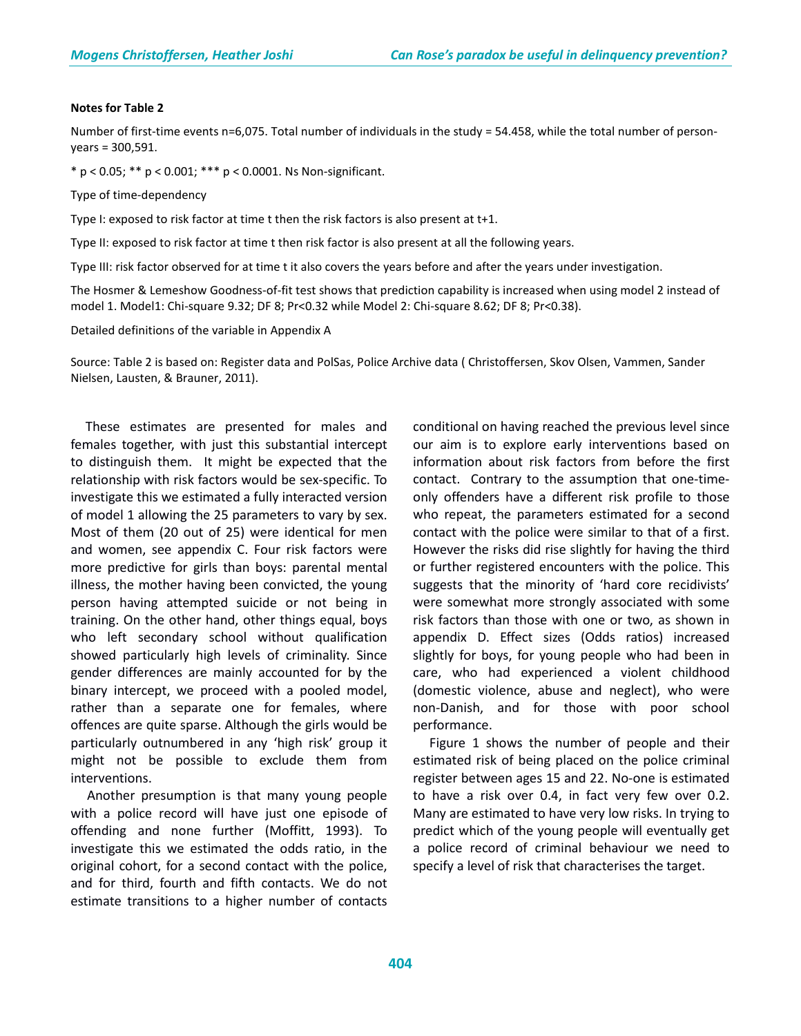**Notes for Table 2**

Number of first-time events n=6,075. Total number of individuals in the study = 54.458, while the total number of person-years = 300,591.

* $p < 0.05$; ** $p < 0.001$; *** $p < 0.0001$. Ns Non-significant.

Type of time-dependency

Type I: exposed to risk factor at time t then the risk factors is also present at t+1.

Type II: exposed to risk factor at time t then risk factor is also present at all the following years.

Type III: risk factor observed for at time t it also covers the years before and after the years under investigation.

The Hosmer & Lemeshow Goodness-of-fit test shows that prediction capability is increased when using model 2 instead of model 1. Model1: Chi-square 9.32; DF 8; Pr<0.32 while Model 2: Chi-square 8.62; DF 8; Pr<0.38).

Detailed definitions of the variable in Appendix A

Source: Table 2 is based on: Register data and PolSas, Police Archive data ( Christoffersen, Skov Olsen, Vammen, Sander Nielsen, Lausten, & Brauner, 2011).

These estimates are presented for males and females together, with just this substantial intercept to distinguish them. It might be expected that the relationship with risk factors would be sex-specific. To investigate this we estimated a fully interacted version of model 1 allowing the 25 parameters to vary by sex. Most of them (20 out of 25) were identical for men and women, see appendix C. Four risk factors were more predictive for girls than boys: parental mental illness, the mother having been convicted, the young person having attempted suicide or not being in training. On the other hand, other things equal, boys who left secondary school without qualification showed particularly high levels of criminality. Since gender differences are mainly accounted for by the binary intercept, we proceed with a pooled model, rather than a separate one for females, where offences are quite sparse. Although the girls would be particularly outnumbered in any 'high risk' group it might not be possible to exclude them from interventions.

Another presumption is that many young people with a police record will have just one episode of offending and none further (Moffitt, 1993). To investigate this we estimated the odds ratio, in the original cohort, for a second contact with the police, and for third, fourth and fifth contacts. We do not estimate transitions to a higher number of contacts conditional on having reached the previous level since our aim is to explore early interventions based on information about risk factors from before the first contact. Contrary to the assumption that one-time-only offenders have a different risk profile to those who repeat, the parameters estimated for a second contact with the police were similar to that of a first. However the risks did rise slightly for having the third or further registered encounters with the police. This suggests that the minority of 'hard core recidivists' were somewhat more strongly associated with some risk factors than those with one or two, as shown in appendix D. Effect sizes (Odds ratios) increased slightly for boys, for young people who had been in care, who had experienced a violent childhood (domestic violence, abuse and neglect), who were non-Danish, and for those with poor school performance.

Figure 1 shows the number of people and their estimated risk of being placed on the police criminal register between ages 15 and 22. No-one is estimated to have a risk over 0.4, in fact very few over 0.2. Many are estimated to have very low risks. In trying to predict which of the young people will eventually get a police record of criminal behaviour we need to specify a level of risk that characterises the target.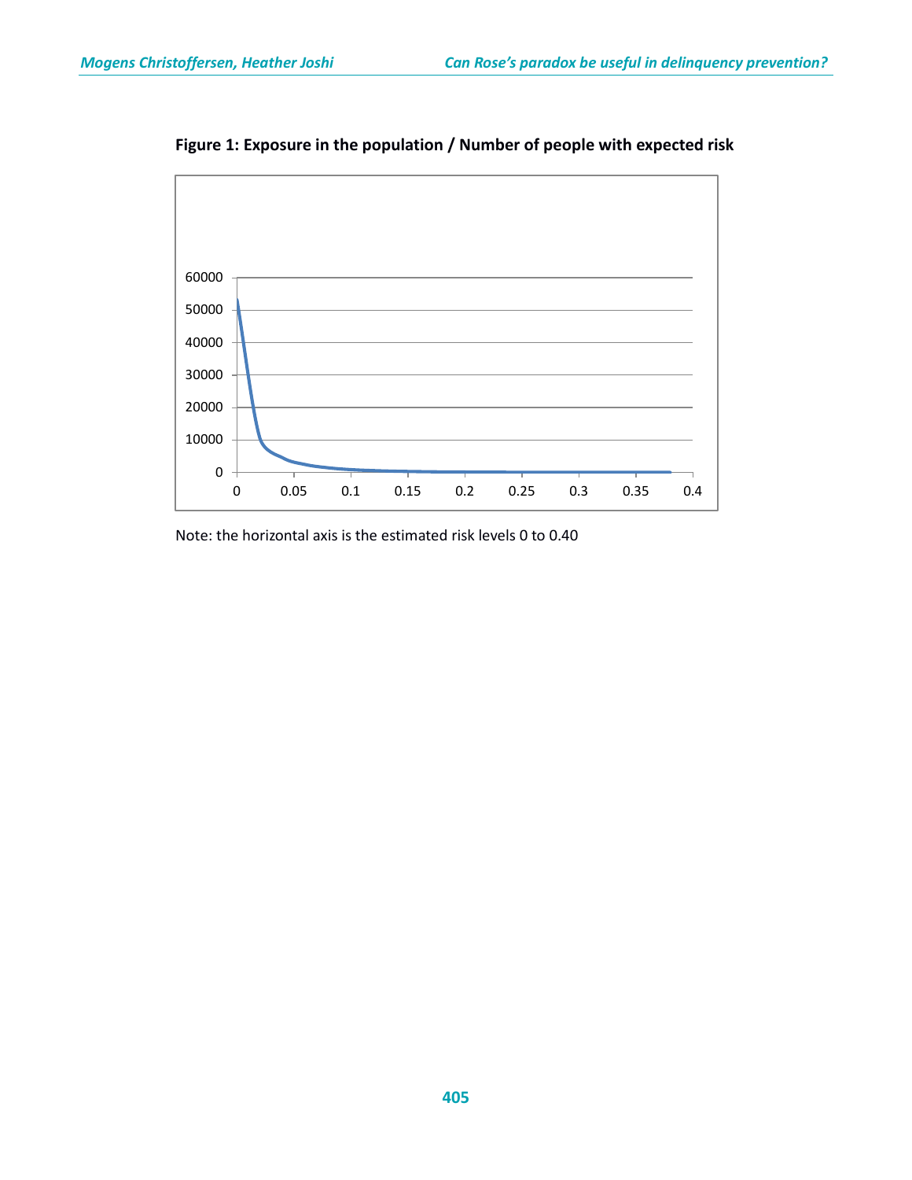**Figure 1: Exposure in the population / Number of people with expected risk**

Note: the horizontal axis is the estimated risk levels 0 to 0.40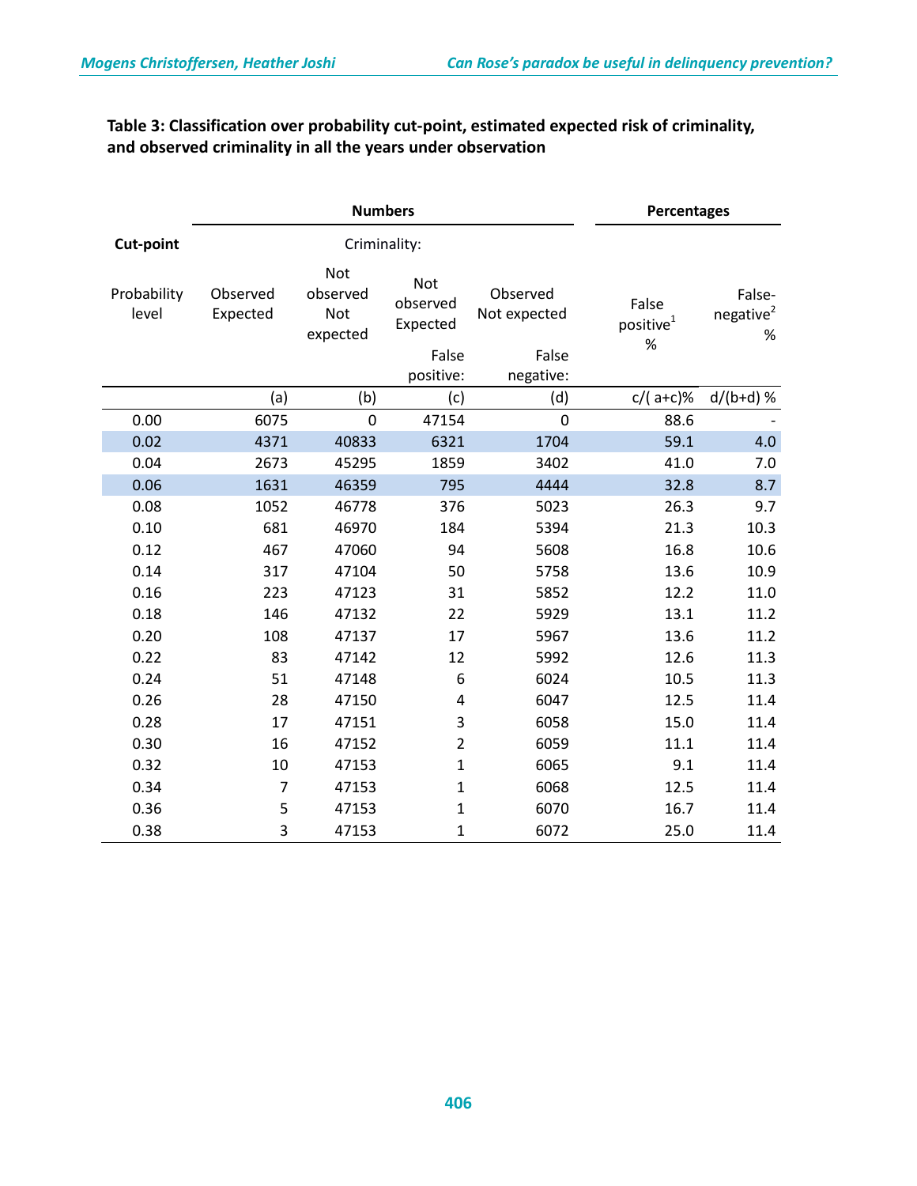**Table 3: Classification over probability cut-point, estimated expected risk of criminality, and observed criminality in all the years under observation**

| Cut-point | Numbers | | | | Percentages | |
|---|---|---|---|---|---|---|
| | Criminality: | | | | | |
| Probability level | Observed Expected | Not observed Not expected | Not observed Expected False positive: | Observed Not expected False negative: | False positive[1] % | False-negative[2] % |
| | (a) | (b) | (c) | (d) | c/( a+c)% | d/(b+d) % |
| 0.00 | 6075 | 0 | 47154 | 0 | 88.6 | - |
| 0.02 | 4371 | 40833 | 6321 | 1704 | 59.1 | 4.0 |
| 0.04 | 2673 | 45295 | 1859 | 3402 | 41.0 | 7.0 |
| 0.06 | 1631 | 46359 | 795 | 4444 | 32.8 | 8.7 |
| 0.08 | 1052 | 46778 | 376 | 5023 | 26.3 | 9.7 |
| 0.10 | 681 | 46970 | 184 | 5394 | 21.3 | 10.3 |
| 0.12 | 467 | 47060 | 94 | 5608 | 16.8 | 10.6 |
| 0.14 | 317 | 47104 | 50 | 5758 | 13.6 | 10.9 |
| 0.16 | 223 | 47123 | 31 | 5852 | 12.2 | 11.0 |
| 0.18 | 146 | 47132 | 22 | 5929 | 13.1 | 11.2 |
| 0.20 | 108 | 47137 | 17 | 5967 | 13.6 | 11.2 |
| 0.22 | 83 | 47142 | 12 | 5992 | 12.6 | 11.3 |
| 0.24 | 51 | 47148 | 6 | 6024 | 10.5 | 11.3 |
| 0.26 | 28 | 47150 | 4 | 6047 | 12.5 | 11.4 |
| 0.28 | 17 | 47151 | 3 | 6058 | 15.0 | 11.4 |
| 0.30 | 16 | 47152 | 2 | 6059 | 11.1 | 11.4 |
| 0.32 | 10 | 47153 | 1 | 6065 | 9.1 | 11.4 |
| 0.34 | 7 | 47153 | 1 | 6068 | 12.5 | 11.4 |
| 0.36 | 5 | 47153 | 1 | 6070 | 16.7 | 11.4 |
| 0.38 | 3 | 47153 | 1 | 6072 | 25.0 | 11.4 |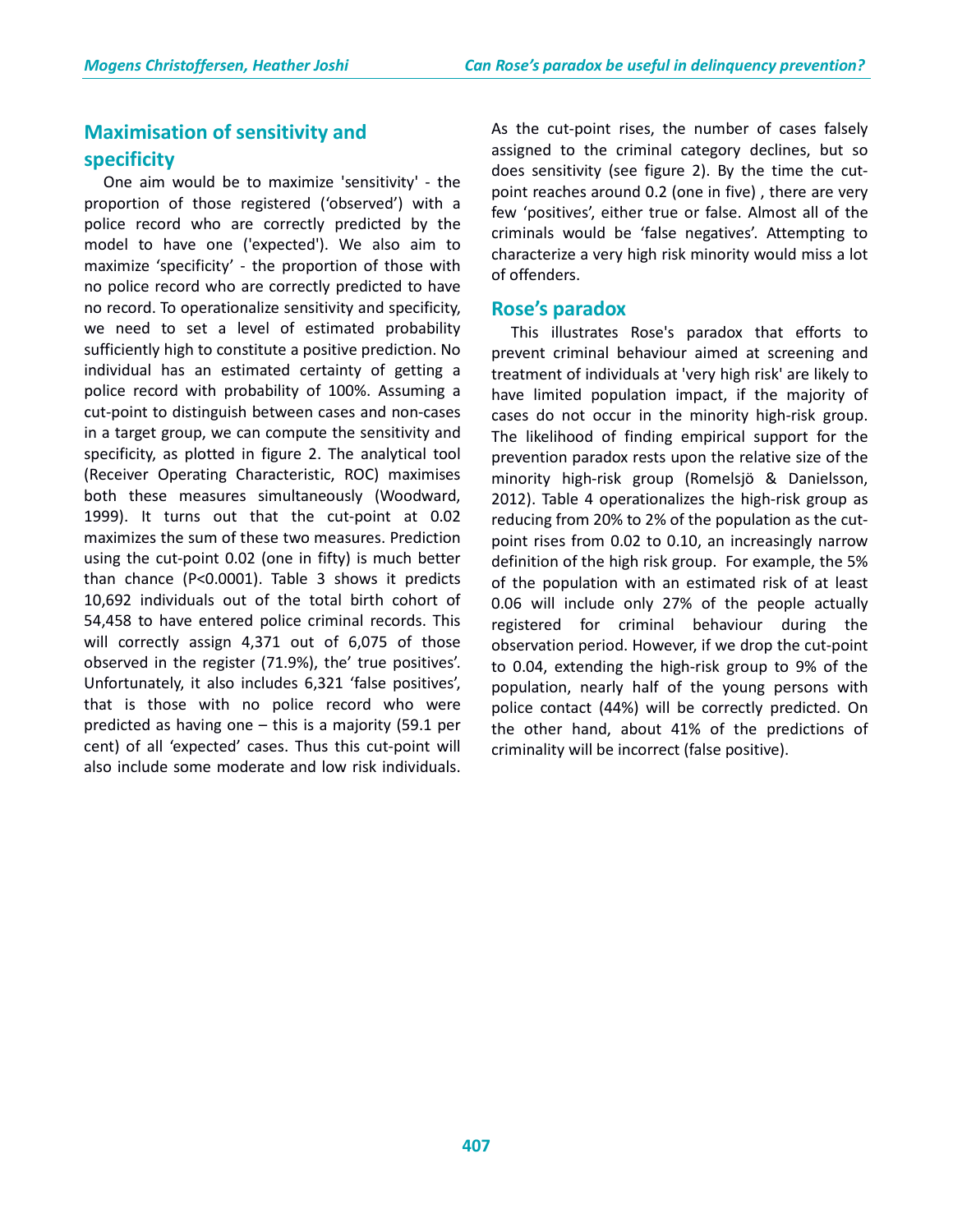## Maximisation of sensitivity and specificity

One aim would be to maximize 'sensitivity' - the proportion of those registered ('observed') with a police record who are correctly predicted by the model to have one ('expected'). We also aim to maximize 'specificity' - the proportion of those with no police record who are correctly predicted to have no record. To operationalize sensitivity and specificity, we need to set a level of estimated probability sufficiently high to constitute a positive prediction. No individual has an estimated certainty of getting a police record with probability of 100%. Assuming a cut-point to distinguish between cases and non-cases in a target group, we can compute the sensitivity and specificity, as plotted in figure 2. The analytical tool (Receiver Operating Characteristic, ROC) maximises both these measures simultaneously (Woodward, 1999). It turns out that the cut-point at 0.02 maximizes the sum of these two measures. Prediction using the cut-point 0.02 (one in fifty) is much better than chance ($P<0.0001$). Table 3 shows it predicts 10,692 individuals out of the total birth cohort of 54,458 to have entered police criminal records. This will correctly assign 4,371 out of 6,075 of those observed in the register (71.9%), the' true positives'. Unfortunately, it also includes 6,321 'false positives', that is those with no police record who were predicted as having one – this is a majority (59.1 per cent) of all 'expected' cases. Thus this cut-point will also include some moderate and low risk individuals. As the cut-point rises, the number of cases falsely assigned to the criminal category declines, but so does sensitivity (see figure 2). By the time the cut-point reaches around 0.2 (one in five) , there are very few 'positives', either true or false. Almost all of the criminals would be 'false negatives'. Attempting to characterize a very high risk minority would miss a lot of offenders.

## Rose's paradox

This illustrates Rose's paradox that efforts to prevent criminal behaviour aimed at screening and treatment of individuals at 'very high risk' are likely to have limited population impact, if the majority of cases do not occur in the minority high-risk group. The likelihood of finding empirical support for the prevention paradox rests upon the relative size of the minority high-risk group (Romelsjö & Danielsson, 2012). Table 4 operationalizes the high-risk group as reducing from 20% to 2% of the population as the cut-point rises from 0.02 to 0.10, an increasingly narrow definition of the high risk group. For example, the 5% of the population with an estimated risk of at least 0.06 will include only 27% of the people actually registered for criminal behaviour during the observation period. However, if we drop the cut-point to 0.04, extending the high-risk group to 9% of the population, nearly half of the young persons with police contact (44%) will be correctly predicted. On the other hand, about 41% of the predictions of criminality will be incorrect (false positive).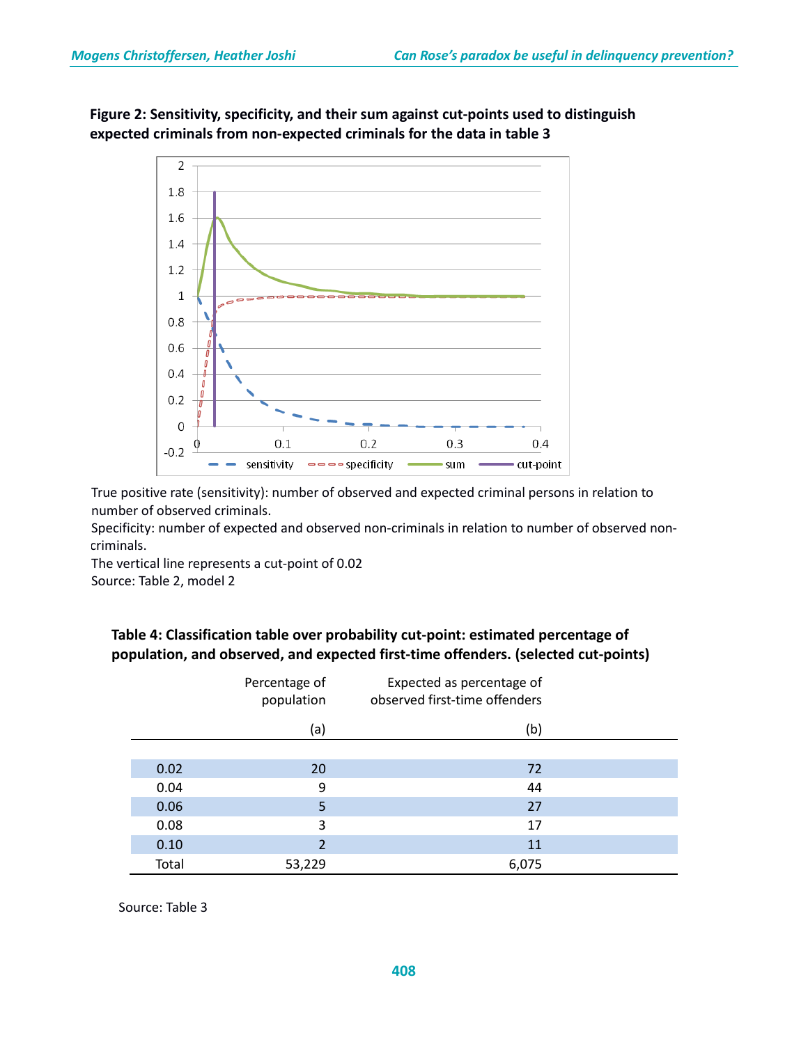**Figure 2: Sensitivity, specificity, and their sum against cut-points used to distinguish expected criminals from non-expected criminals for the data in table 3**

True positive rate (sensitivity): number of observed and expected criminal persons in relation to number of observed criminals.
Specificity: number of expected and observed non-criminals in relation to number of observed non-criminals.
The vertical line represents a cut-point of 0.02
Source: Table 2, model 2

**Table 4: Classification table over probability cut-point: estimated percentage of population, and observed, and expected first-time offenders. (selected cut-points)**

| | Percentage of population (a) | Expected as percentage of observed first-time offenders (b) |
|---|---|---|
| 0.02 | 20 | 72 |
| 0.04 | 9 | 44 |
| 0.06 | 5 | 27 |
| 0.08 | 3 | 17 |
| 0.10 | 2 | 11 |
| Total | 53,229 | 6,075 |

Source: Table 3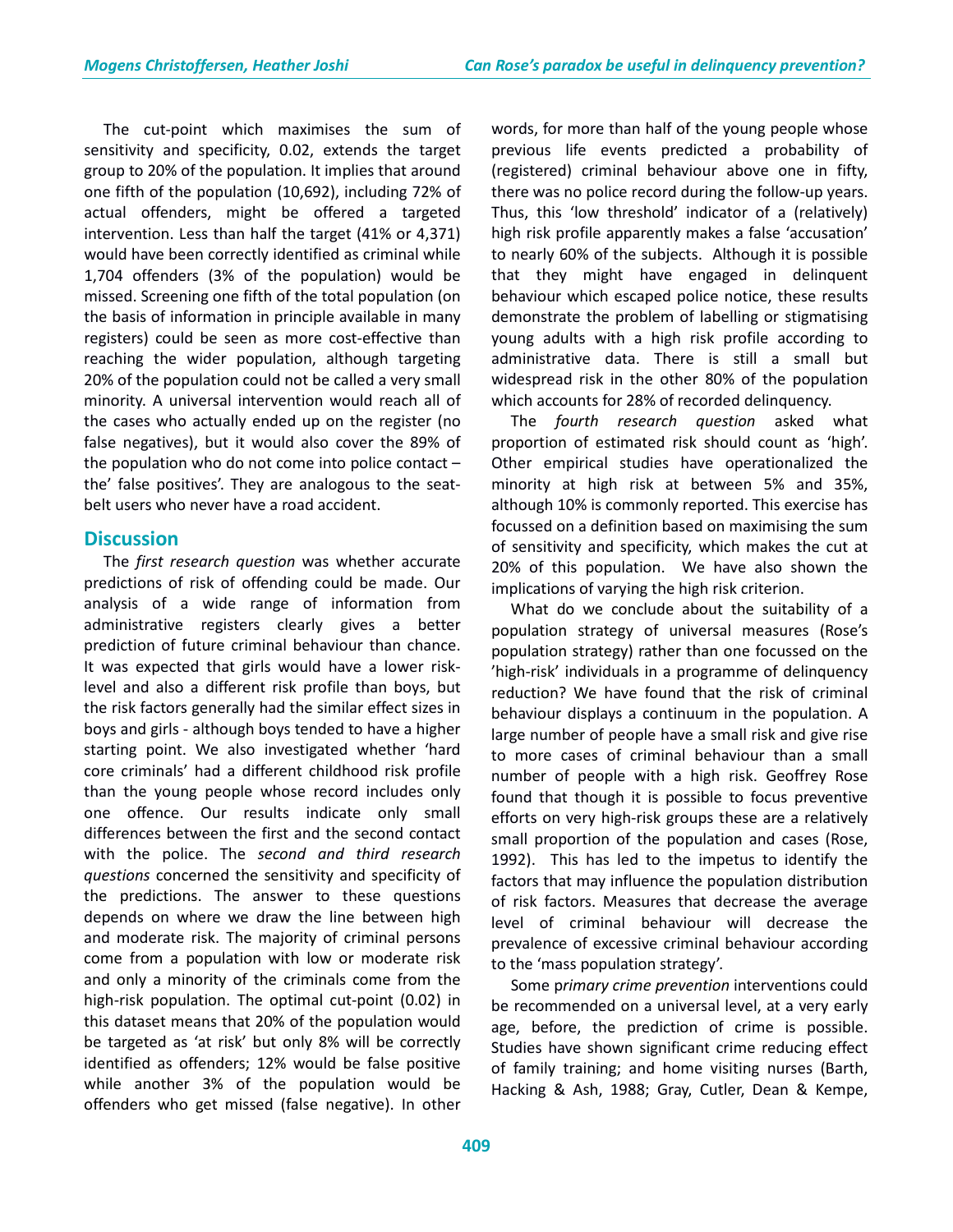The cut-point which maximises the sum of sensitivity and specificity, 0.02, extends the target group to 20% of the population. It implies that around one fifth of the population (10,692), including 72% of actual offenders, might be offered a targeted intervention. Less than half the target (41% or 4,371) would have been correctly identified as criminal while 1,704 offenders (3% of the population) would be missed. Screening one fifth of the total population (on the basis of information in principle available in many registers) could be seen as more cost-effective than reaching the wider population, although targeting 20% of the population could not be called a very small minority. A universal intervention would reach all of the cases who actually ended up on the register (no false negatives), but it would also cover the 89% of the population who do not come into police contact – the' false positives'. They are analogous to the seat-belt users who never have a road accident.

## Discussion

The *first research question* was whether accurate predictions of risk of offending could be made. Our analysis of a wide range of information from administrative registers clearly gives a better prediction of future criminal behaviour than chance. It was expected that girls would have a lower risk-level and also a different risk profile than boys, but the risk factors generally had the similar effect sizes in boys and girls - although boys tended to have a higher starting point. We also investigated whether 'hard core criminals' had a different childhood risk profile than the young people whose record includes only one offence. Our results indicate only small differences between the first and the second contact with the police. The *second and third research questions* concerned the sensitivity and specificity of the predictions. The answer to these questions depends on where we draw the line between high and moderate risk. The majority of criminal persons come from a population with low or moderate risk and only a minority of the criminals come from the high-risk population. The optimal cut-point (0.02) in this dataset means that 20% of the population would be targeted as 'at risk' but only 8% will be correctly identified as offenders; 12% would be false positive while another 3% of the population would be offenders who get missed (false negative). In other words, for more than half of the young people whose previous life events predicted a probability of (registered) criminal behaviour above one in fifty, there was no police record during the follow-up years. Thus, this 'low threshold' indicator of a (relatively) high risk profile apparently makes a false 'accusation' to nearly 60% of the subjects. Although it is possible that they might have engaged in delinquent behaviour which escaped police notice, these results demonstrate the problem of labelling or stigmatising young adults with a high risk profile according to administrative data. There is still a small but widespread risk in the other 80% of the population which accounts for 28% of recorded delinquency.

The *fourth research question* asked what proportion of estimated risk should count as 'high'. Other empirical studies have operationalized the minority at high risk at between 5% and 35%, although 10% is commonly reported. This exercise has focussed on a definition based on maximising the sum of sensitivity and specificity, which makes the cut at 20% of this population. We have also shown the implications of varying the high risk criterion.

What do we conclude about the suitability of a population strategy of universal measures (Rose's population strategy) rather than one focussed on the 'high-risk' individuals in a programme of delinquency reduction? We have found that the risk of criminal behaviour displays a continuum in the population. A large number of people have a small risk and give rise to more cases of criminal behaviour than a small number of people with a high risk. Geoffrey Rose found that though it is possible to focus preventive efforts on very high-risk groups these are a relatively small proportion of the population and cases (Rose, 1992). This has led to the impetus to identify the factors that may influence the population distribution of risk factors. Measures that decrease the average level of criminal behaviour will decrease the prevalence of excessive criminal behaviour according to the 'mass population strategy'.

Some p*rimary crime prevention* interventions could be recommended on a universal level, at a very early age, before, the prediction of crime is possible. Studies have shown significant crime reducing effect of family training; and home visiting nurses (Barth, Hacking & Ash, 1988; Gray, Cutler, Dean & Kempe,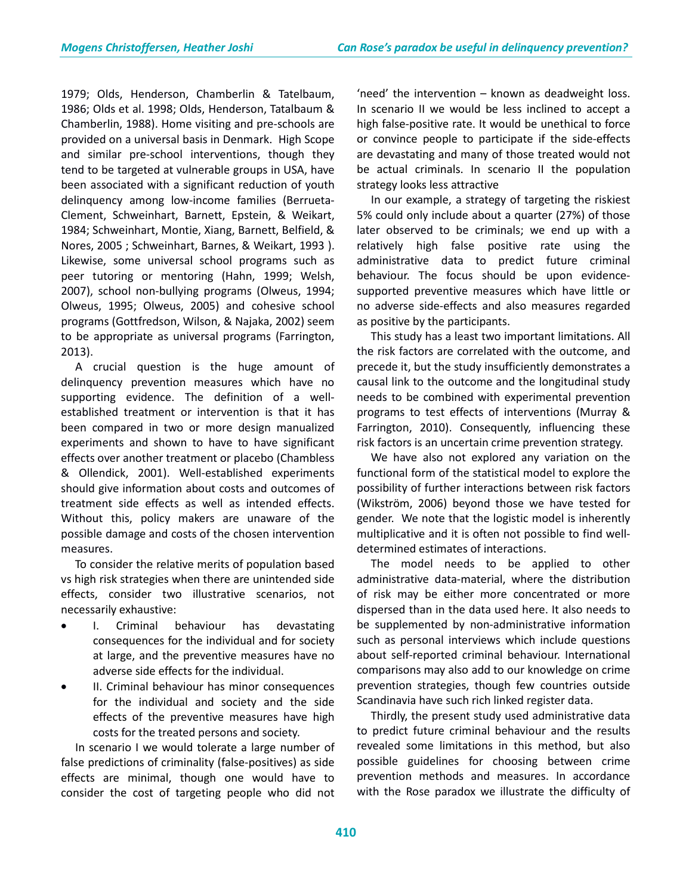1979; Olds, Henderson, Chamberlin & Tatelbaum, 1986; Olds et al. 1998; Olds, Henderson, Tatalbaum & Chamberlin, 1988). Home visiting and pre-schools are provided on a universal basis in Denmark. High Scope and similar pre-school interventions, though they tend to be targeted at vulnerable groups in USA, have been associated with a significant reduction of youth delinquency among low-income families (Berrueta-Clement, Schweinhart, Barnett, Epstein, & Weikart, 1984; Schweinhart, Montie, Xiang, Barnett, Belfield, & Nores, 2005 ; Schweinhart, Barnes, & Weikart, 1993 ). Likewise, some universal school programs such as peer tutoring or mentoring (Hahn, 1999; Welsh, 2007), school non-bullying programs (Olweus, 1994; Olweus, 1995; Olweus, 2005) and cohesive school programs (Gottfredson, Wilson, & Najaka, 2002) seem to be appropriate as universal programs (Farrington, 2013).

A crucial question is the huge amount of delinquency prevention measures which have no supporting evidence. The definition of a well-established treatment or intervention is that it has been compared in two or more design manualized experiments and shown to have to have significant effects over another treatment or placebo (Chambless & Ollendick, 2001). Well-established experiments should give information about costs and outcomes of treatment side effects as well as intended effects. Without this, policy makers are unaware of the possible damage and costs of the chosen intervention measures.

To consider the relative merits of population based vs high risk strategies when there are unintended side effects, consider two illustrative scenarios, not necessarily exhaustive:

- I. Criminal behaviour has devastating consequences for the individual and for society at large, and the preventive measures have no adverse side effects for the individual.
- II. Criminal behaviour has minor consequences for the individual and society and the side effects of the preventive measures have high costs for the treated persons and society.

In scenario I we would tolerate a large number of false predictions of criminality (false-positives) as side effects are minimal, though one would have to consider the cost of targeting people who did not 'need' the intervention – known as deadweight loss. In scenario II we would be less inclined to accept a high false-positive rate. It would be unethical to force or convince people to participate if the side-effects are devastating and many of those treated would not be actual criminals. In scenario II the population strategy looks less attractive

In our example, a strategy of targeting the riskiest 5% could only include about a quarter (27%) of those later observed to be criminals; we end up with a relatively high false positive rate using the administrative data to predict future criminal behaviour. The focus should be upon evidence-supported preventive measures which have little or no adverse side-effects and also measures regarded as positive by the participants.

This study has a least two important limitations. All the risk factors are correlated with the outcome, and precede it, but the study insufficiently demonstrates a causal link to the outcome and the longitudinal study needs to be combined with experimental prevention programs to test effects of interventions (Murray & Farrington, 2010). Consequently, influencing these risk factors is an uncertain crime prevention strategy.

We have also not explored any variation on the functional form of the statistical model to explore the possibility of further interactions between risk factors (Wikström, 2006) beyond those we have tested for gender. We note that the logistic model is inherently multiplicative and it is often not possible to find well-determined estimates of interactions.

The model needs to be applied to other administrative data-material, where the distribution of risk may be either more concentrated or more dispersed than in the data used here. It also needs to be supplemented by non-administrative information such as personal interviews which include questions about self-reported criminal behaviour. International comparisons may also add to our knowledge on crime prevention strategies, though few countries outside Scandinavia have such rich linked register data.

Thirdly, the present study used administrative data to predict future criminal behaviour and the results revealed some limitations in this method, but also possible guidelines for choosing between crime prevention methods and measures. In accordance with the Rose paradox we illustrate the difficulty of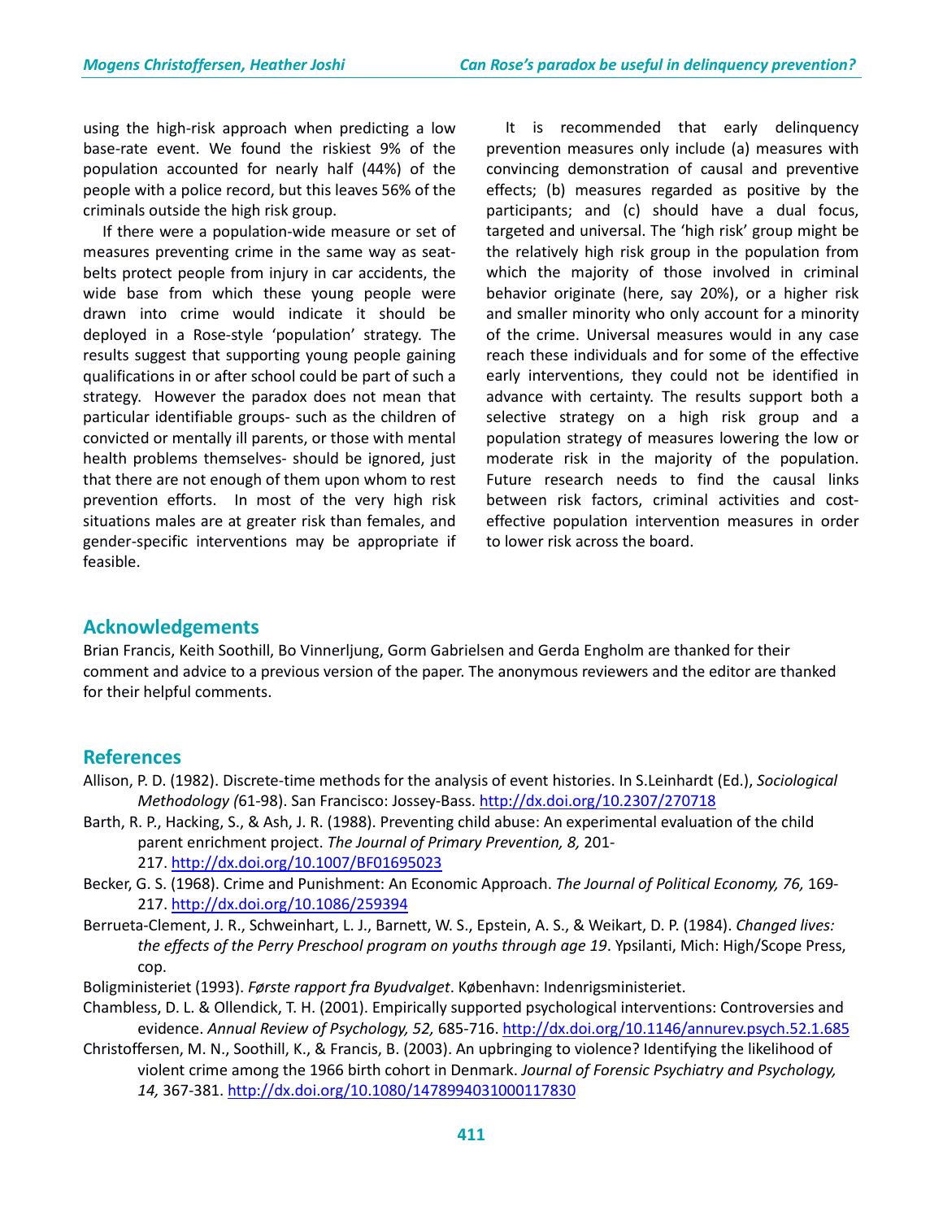using the high-risk approach when predicting a low base-rate event. We found the riskiest 9% of the population accounted for nearly half (44%) of the people with a police record, but this leaves 56% of the criminals outside the high risk group.

If there were a population-wide measure or set of measures preventing crime in the same way as seat-belts protect people from injury in car accidents, the wide base from which these young people were drawn into crime would indicate it should be deployed in a Rose-style 'population' strategy. The results suggest that supporting young people gaining qualifications in or after school could be part of such a strategy. However the paradox does not mean that particular identifiable groups- such as the children of convicted or mentally ill parents, or those with mental health problems themselves- should be ignored, just that there are not enough of them upon whom to rest prevention efforts. In most of the very high risk situations males are at greater risk than females, and gender-specific interventions may be appropriate if feasible.

It is recommended that early delinquency prevention measures only include (a) measures with convincing demonstration of causal and preventive effects; (b) measures regarded as positive by the participants; and (c) should have a dual focus, targeted and universal. The 'high risk' group might be the relatively high risk group in the population from which the majority of those involved in criminal behavior originate (here, say 20%), or a higher risk and smaller minority who only account for a minority of the crime. Universal measures would in any case reach these individuals and for some of the effective early interventions, they could not be identified in advance with certainty. The results support both a selective strategy on a high risk group and a population strategy of measures lowering the low or moderate risk in the majority of the population. Future research needs to find the causal links between risk factors, criminal activities and cost-effective population intervention measures in order to lower risk across the board.

## Acknowledgements

Brian Francis, Keith Soothill, Bo Vinnerljung, Gorm Gabrielsen and Gerda Engholm are thanked for their comment and advice to a previous version of the paper. The anonymous reviewers and the editor are thanked for their helpful comments.

## References

Allison, P. D. (1982). Discrete-time methods for the analysis of event histories. In S.Leinhardt (Ed.), *Sociological Methodology (*61-98). San Francisco: Jossey-Bass. http://dx.doi.org/10.2307/270718

Barth, R. P., Hacking, S., & Ash, J. R. (1988). Preventing child abuse: An experimental evaluation of the child parent enrichment project. *The Journal of Primary Prevention, 8,* 201-217. http://dx.doi.org/10.1007/BF01695023

Becker, G. S. (1968). Crime and Punishment: An Economic Approach. *The Journal of Political Economy, 76,* 169-217. http://dx.doi.org/10.1086/259394

Berrueta-Clement, J. R., Schweinhart, L. J., Barnett, W. S., Epstein, A. S., & Weikart, D. P. (1984). *Changed lives: the effects of the Perry Preschool program on youths through age 19*. Ypsilanti, Mich: High/Scope Press, cop.

Boligministeriet (1993). *Første rapport fra Byudvalget*. København: Indenrigsministeriet.

Chambless, D. L. & Ollendick, T. H. (2001). Empirically supported psychological interventions: Controversies and evidence. *Annual Review of Psychology, 52,* 685-716. http://dx.doi.org/10.1146/annurev.psych.52.1.685

Christoffersen, M. N., Soothill, K., & Francis, B. (2003). An upbringing to violence? Identifying the likelihood of violent crime among the 1966 birth cohort in Denmark. *Journal of Forensic Psychiatry and Psychology, 14,* 367-381. http://dx.doi.org/10.1080/1478994031000117830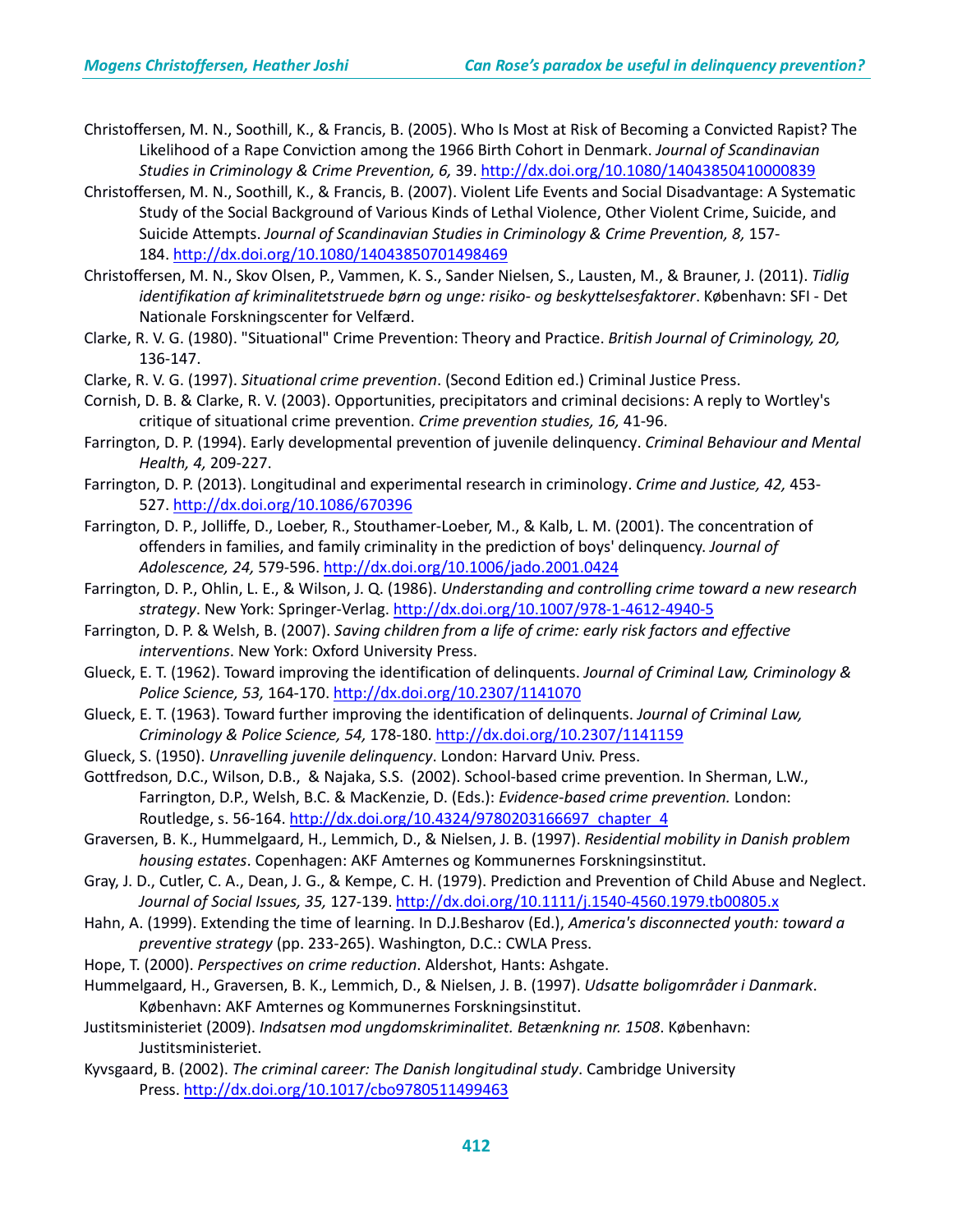Christoffersen, M. N., Soothill, K., & Francis, B. (2005). Who Is Most at Risk of Becoming a Convicted Rapist? The Likelihood of a Rape Conviction among the 1966 Birth Cohort in Denmark. *Journal of Scandinavian Studies in Criminology & Crime Prevention, 6,* 39. http://dx.doi.org/10.1080/14043850410000839

Christoffersen, M. N., Soothill, K., & Francis, B. (2007). Violent Life Events and Social Disadvantage: A Systematic Study of the Social Background of Various Kinds of Lethal Violence, Other Violent Crime, Suicide, and Suicide Attempts. *Journal of Scandinavian Studies in Criminology & Crime Prevention, 8,* 157-184. http://dx.doi.org/10.1080/14043850701498469

Christoffersen, M. N., Skov Olsen, P., Vammen, K. S., Sander Nielsen, S., Lausten, M., & Brauner, J. (2011). *Tidlig identifikation af kriminalitetstruede børn og unge: risiko- og beskyttelsesfaktorer*. København: SFI - Det Nationale Forskningscenter for Velfærd.

Clarke, R. V. G. (1980). "Situational" Crime Prevention: Theory and Practice. *British Journal of Criminology, 20,* 136-147.

Clarke, R. V. G. (1997). *Situational crime prevention*. (Second Edition ed.) Criminal Justice Press.

Cornish, D. B. & Clarke, R. V. (2003). Opportunities, precipitators and criminal decisions: A reply to Wortley's critique of situational crime prevention. *Crime prevention studies, 16,* 41-96.

Farrington, D. P. (1994). Early developmental prevention of juvenile delinquency. *Criminal Behaviour and Mental Health, 4,* 209-227.

Farrington, D. P. (2013). Longitudinal and experimental research in criminology. *Crime and Justice, 42,* 453-527. http://dx.doi.org/10.1086/670396

Farrington, D. P., Jolliffe, D., Loeber, R., Stouthamer-Loeber, M., & Kalb, L. M. (2001). The concentration of offenders in families, and family criminality in the prediction of boys' delinquency. *Journal of Adolescence, 24,* 579-596. http://dx.doi.org/10.1006/jado.2001.0424

Farrington, D. P., Ohlin, L. E., & Wilson, J. Q. (1986). *Understanding and controlling crime toward a new research strategy*. New York: Springer-Verlag. http://dx.doi.org/10.1007/978-1-4612-4940-5

Farrington, D. P. & Welsh, B. (2007). *Saving children from a life of crime: early risk factors and effective interventions*. New York: Oxford University Press.

Glueck, E. T. (1962). Toward improving the identification of delinquents. *Journal of Criminal Law, Criminology & Police Science, 53,* 164-170. http://dx.doi.org/10.2307/1141070

Glueck, E. T. (1963). Toward further improving the identification of delinquents. *Journal of Criminal Law, Criminology & Police Science, 54,* 178-180. http://dx.doi.org/10.2307/1141159

Glueck, S. (1950). *Unravelling juvenile delinquency*. London: Harvard Univ. Press.

Gottfredson, D.C., Wilson, D.B., & Najaka, S.S. (2002). School-based crime prevention. In Sherman, L.W., Farrington, D.P., Welsh, B.C. & MacKenzie, D. (Eds.): *Evidence-based crime prevention.* London: Routledge, s. 56-164. http://dx.doi.org/10.4324/9780203166697_chapter_4

Graversen, B. K., Hummelgaard, H., Lemmich, D., & Nielsen, J. B. (1997). *Residential mobility in Danish problem housing estates*. Copenhagen: AKF Amternes og Kommunernes Forskningsinstitut.

Gray, J. D., Cutler, C. A., Dean, J. G., & Kempe, C. H. (1979). Prediction and Prevention of Child Abuse and Neglect. *Journal of Social Issues, 35,* 127-139. http://dx.doi.org/10.1111/j.1540-4560.1979.tb00805.x

Hahn, A. (1999). Extending the time of learning. In D.J.Besharov (Ed.), *America's disconnected youth: toward a preventive strategy* (pp. 233-265). Washington, D.C.: CWLA Press.

Hope, T. (2000). *Perspectives on crime reduction*. Aldershot, Hants: Ashgate.

Hummelgaard, H., Graversen, B. K., Lemmich, D., & Nielsen, J. B. (1997). *Udsatte boligområder i Danmark*. København: AKF Amternes og Kommunernes Forskningsinstitut.

Justitsministeriet (2009). *Indsatsen mod ungdomskriminalitet. Betænkning nr. 1508*. København: Justitsministeriet.

Kyvsgaard, B. (2002). *The criminal career: The Danish longitudinal study*. Cambridge University Press. http://dx.doi.org/10.1017/cbo9780511499463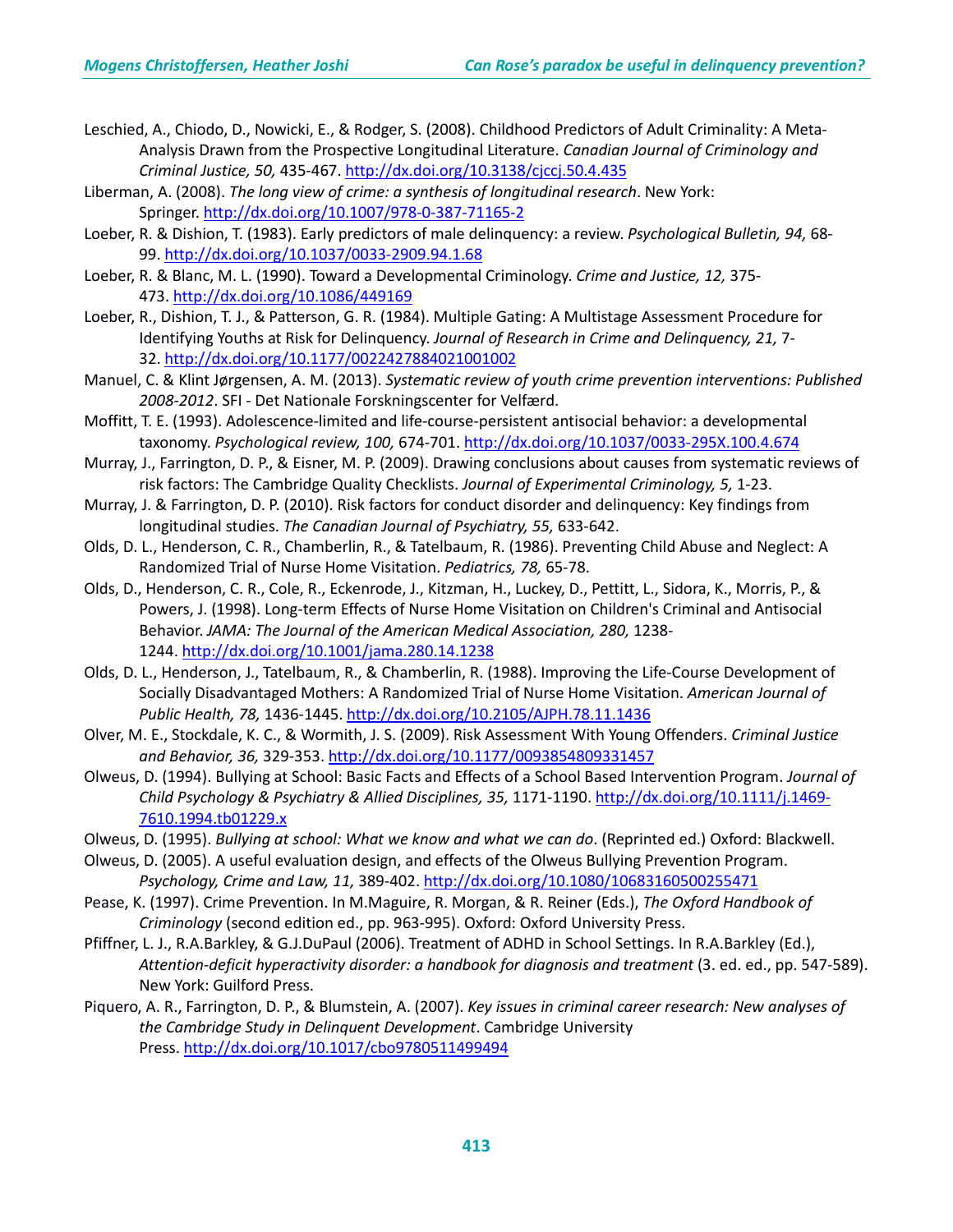Leschied, A., Chiodo, D., Nowicki, E., & Rodger, S. (2008). Childhood Predictors of Adult Criminality: A Meta-Analysis Drawn from the Prospective Longitudinal Literature. *Canadian Journal of Criminology and Criminal Justice, 50,* 435-467. http://dx.doi.org/10.3138/cjccj.50.4.435

Liberman, A. (2008). *The long view of crime: a synthesis of longitudinal research*. New York: Springer. http://dx.doi.org/10.1007/978-0-387-71165-2

Loeber, R. & Dishion, T. (1983). Early predictors of male delinquency: a review. *Psychological Bulletin, 94,* 68-99. http://dx.doi.org/10.1037/0033-2909.94.1.68

Loeber, R. & Blanc, M. L. (1990). Toward a Developmental Criminology. *Crime and Justice, 12,* 375-473. http://dx.doi.org/10.1086/449169

Loeber, R., Dishion, T. J., & Patterson, G. R. (1984). Multiple Gating: A Multistage Assessment Procedure for Identifying Youths at Risk for Delinquency. *Journal of Research in Crime and Delinquency, 21,* 7-32. http://dx.doi.org/10.1177/0022427884021001002

Manuel, C. & Klint Jørgensen, A. M. (2013). *Systematic review of youth crime prevention interventions: Published 2008-2012*. SFI - Det Nationale Forskningscenter for Velfærd.

Moffitt, T. E. (1993). Adolescence-limited and life-course-persistent antisocial behavior: a developmental taxonomy. *Psychological review, 100,* 674-701. http://dx.doi.org/10.1037/0033-295X.100.4.674

Murray, J., Farrington, D. P., & Eisner, M. P. (2009). Drawing conclusions about causes from systematic reviews of risk factors: The Cambridge Quality Checklists. *Journal of Experimental Criminology, 5,* 1-23.

Murray, J. & Farrington, D. P. (2010). Risk factors for conduct disorder and delinquency: Key findings from longitudinal studies. *The Canadian Journal of Psychiatry, 55,* 633-642.

Olds, D. L., Henderson, C. R., Chamberlin, R., & Tatelbaum, R. (1986). Preventing Child Abuse and Neglect: A Randomized Trial of Nurse Home Visitation. *Pediatrics, 78,* 65-78.

Olds, D., Henderson, C. R., Cole, R., Eckenrode, J., Kitzman, H., Luckey, D., Pettitt, L., Sidora, K., Morris, P., & Powers, J. (1998). Long-term Effects of Nurse Home Visitation on Children's Criminal and Antisocial Behavior. *JAMA: The Journal of the American Medical Association, 280,* 1238-1244. http://dx.doi.org/10.1001/jama.280.14.1238

Olds, D. L., Henderson, J., Tatelbaum, R., & Chamberlin, R. (1988). Improving the Life-Course Development of Socially Disadvantaged Mothers: A Randomized Trial of Nurse Home Visitation. *American Journal of Public Health, 78,* 1436-1445. http://dx.doi.org/10.2105/AJPH.78.11.1436

Olver, M. E., Stockdale, K. C., & Wormith, J. S. (2009). Risk Assessment With Young Offenders. *Criminal Justice and Behavior, 36,* 329-353. http://dx.doi.org/10.1177/0093854809331457

Olweus, D. (1994). Bullying at School: Basic Facts and Effects of a School Based Intervention Program. *Journal of Child Psychology & Psychiatry & Allied Disciplines, 35,* 1171-1190. http://dx.doi.org/10.1111/j.1469-7610.1994.tb01229.x

Olweus, D. (1995). *Bullying at school: What we know and what we can do*. (Reprinted ed.) Oxford: Blackwell.

Olweus, D. (2005). A useful evaluation design, and effects of the Olweus Bullying Prevention Program. *Psychology, Crime and Law, 11,* 389-402. http://dx.doi.org/10.1080/10683160500255471

Pease, K. (1997). Crime Prevention. In M.Maguire, R. Morgan, & R. Reiner (Eds.), *The Oxford Handbook of Criminology* (second edition ed., pp. 963-995). Oxford: Oxford University Press.

Pfiffner, L. J., R.A.Barkley, & G.J.DuPaul (2006). Treatment of ADHD in School Settings. In R.A.Barkley (Ed.), *Attention-deficit hyperactivity disorder: a handbook for diagnosis and treatment* (3. ed. ed., pp. 547-589). New York: Guilford Press.

Piquero, A. R., Farrington, D. P., & Blumstein, A. (2007). *Key issues in criminal career research: New analyses of the Cambridge Study in Delinquent Development*. Cambridge University Press. http://dx.doi.org/10.1017/cbo9780511499494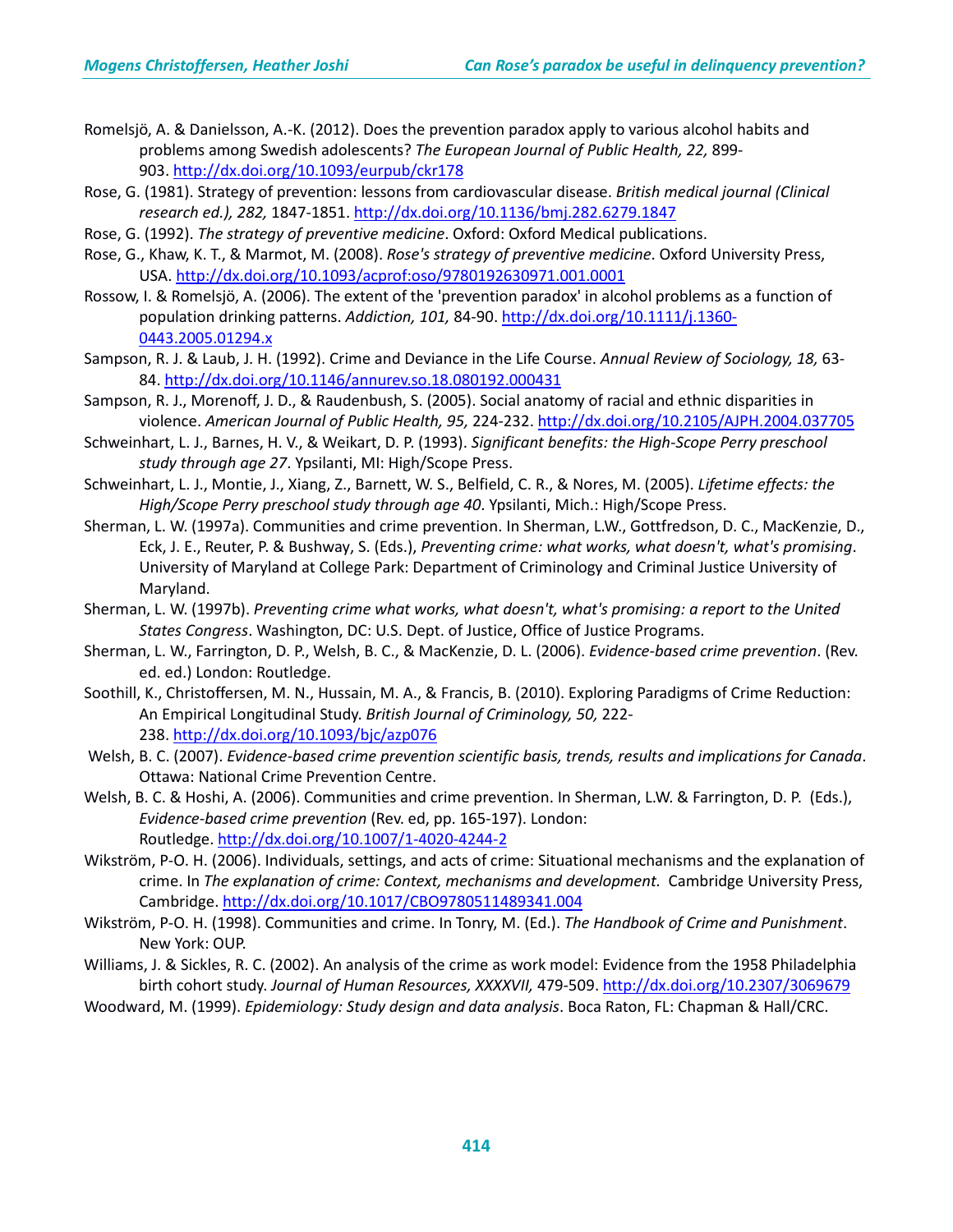Romelsjö, A. & Danielsson, A.-K. (2012). Does the prevention paradox apply to various alcohol habits and problems among Swedish adolescents? *The European Journal of Public Health, 22,* 899-903. http://dx.doi.org/10.1093/eurpub/ckr178

Rose, G. (1981). Strategy of prevention: lessons from cardiovascular disease. *British medical journal (Clinical research ed.), 282,* 1847-1851. http://dx.doi.org/10.1136/bmj.282.6279.1847

Rose, G. (1992). *The strategy of preventive medicine*. Oxford: Oxford Medical publications.

Rose, G., Khaw, K. T., & Marmot, M. (2008). *Rose's strategy of preventive medicine*. Oxford University Press, USA. http://dx.doi.org/10.1093/acprof:oso/9780192630971.001.0001

Rossow, I. & Romelsjö, A. (2006). The extent of the 'prevention paradox' in alcohol problems as a function of population drinking patterns. *Addiction, 101,* 84-90. http://dx.doi.org/10.1111/j.1360-0443.2005.01294.x

Sampson, R. J. & Laub, J. H. (1992). Crime and Deviance in the Life Course. *Annual Review of Sociology, 18,* 63-84. http://dx.doi.org/10.1146/annurev.so.18.080192.000431

Sampson, R. J., Morenoff, J. D., & Raudenbush, S. (2005). Social anatomy of racial and ethnic disparities in violence. *American Journal of Public Health, 95,* 224-232. http://dx.doi.org/10.2105/AJPH.2004.037705

Schweinhart, L. J., Barnes, H. V., & Weikart, D. P. (1993). *Significant benefits: the High-Scope Perry preschool study through age 27*. Ypsilanti, MI: High/Scope Press.

Schweinhart, L. J., Montie, J., Xiang, Z., Barnett, W. S., Belfield, C. R., & Nores, M. (2005). *Lifetime effects: the High/Scope Perry preschool study through age 40*. Ypsilanti, Mich.: High/Scope Press.

Sherman, L. W. (1997a). Communities and crime prevention. In Sherman, L.W., Gottfredson, D. C., MacKenzie, D., Eck, J. E., Reuter, P. & Bushway, S. (Eds.), *Preventing crime: what works, what doesn't, what's promising*. University of Maryland at College Park: Department of Criminology and Criminal Justice University of Maryland.

Sherman, L. W. (1997b). *Preventing crime what works, what doesn't, what's promising: a report to the United States Congress*. Washington, DC: U.S. Dept. of Justice, Office of Justice Programs.

Sherman, L. W., Farrington, D. P., Welsh, B. C., & MacKenzie, D. L. (2006). *Evidence-based crime prevention*. (Rev. ed. ed.) London: Routledge.

Soothill, K., Christoffersen, M. N., Hussain, M. A., & Francis, B. (2010). Exploring Paradigms of Crime Reduction: An Empirical Longitudinal Study. *British Journal of Criminology, 50,* 222-238. http://dx.doi.org/10.1093/bjc/azp076

Welsh, B. C. (2007). *Evidence-based crime prevention scientific basis, trends, results and implications for Canada*. Ottawa: National Crime Prevention Centre.

Welsh, B. C. & Hoshi, A. (2006). Communities and crime prevention. In Sherman, L.W. & Farrington, D. P. (Eds.), *Evidence-based crime prevention* (Rev. ed, pp. 165-197). London: Routledge. http://dx.doi.org/10.1007/1-4020-4244-2

Wikström, P-O. H. (2006). Individuals, settings, and acts of crime: Situational mechanisms and the explanation of crime. In *The explanation of crime: Context, mechanisms and development.* Cambridge University Press, Cambridge. http://dx.doi.org/10.1017/CBO9780511489341.004

Wikström, P-O. H. (1998). Communities and crime. In Tonry, M. (Ed.). *The Handbook of Crime and Punishment*. New York: OUP.

Williams, J. & Sickles, R. C. (2002). An analysis of the crime as work model: Evidence from the 1958 Philadelphia birth cohort study. *Journal of Human Resources, XXXXVII,* 479-509. http://dx.doi.org/10.2307/3069679

Woodward, M. (1999). *Epidemiology: Study design and data analysis*. Boca Raton, FL: Chapman & Hall/CRC.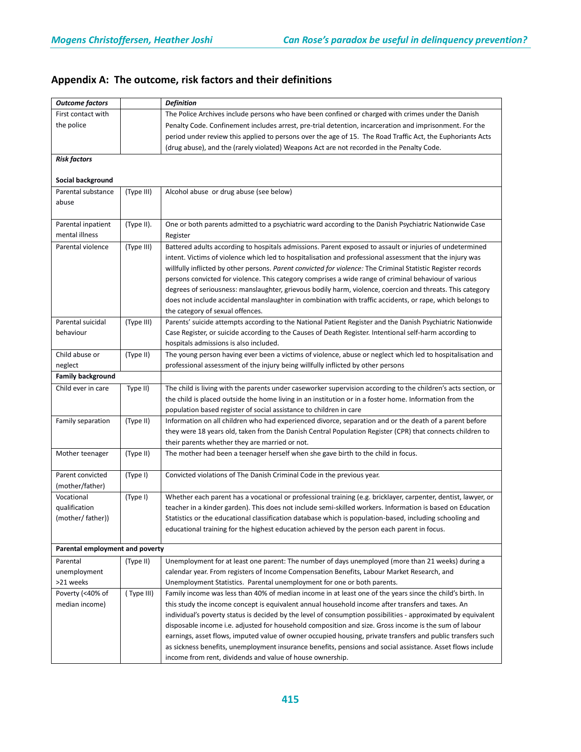## Appendix A: The outcome, risk factors and their definitions

| *Outcome factors* | | *Definition* |
|---|---|---|
| First contact with the police | | The Police Archives include persons who have been confined or charged with crimes under the Danish Penalty Code. Confinement includes arrest, pre-trial detention, incarceration and imprisonment. For the period under review this applied to persons over the age of 15. The Road Traffic Act, the Euphoriants Acts (drug abuse), and the (rarely violated) Weapons Act are not recorded in the Penalty Code. |
| ***Risk factors*** | | |
| **Social background** | | |
| Parental substance abuse | (Type III) | Alcohol abuse or drug abuse (see below) |
| Parental inpatient mental illness | (Type II). | One or both parents admitted to a psychiatric ward according to the Danish Psychiatric Nationwide Case Register |
| Parental violence | (Type III) | Battered adults according to hospitals admissions. Parent exposed to assault or injuries of undetermined intent. Victims of violence which led to hospitalisation and professional assessment that the injury was willfully inflicted by other persons. *Parent convicted for violence:* The Criminal Statistic Register records persons convicted for violence. This category comprises a wide range of criminal behaviour of various degrees of seriousness: manslaughter, grievous bodily harm, violence, coercion and threats. This category does not include accidental manslaughter in combination with traffic accidents, or rape, which belongs to the category of sexual offences. |
| Parental suicidal behaviour | (Type III) | Parents' suicide attempts according to the National Patient Register and the Danish Psychiatric Nationwide Case Register, or suicide according to the Causes of Death Register. Intentional self-harm according to hospitals admissions is also included. |
| Child abuse or neglect | (Type II) | The young person having ever been a victims of violence, abuse or neglect which led to hospitalisation and professional assessment of the injury being willfully inflicted by other persons |
| **Family background** | | |
| Child ever in care | Type II) | The child is living with the parents under caseworker supervision according to the children's acts section, or the child is placed outside the home living in an institution or in a foster home. Information from the population based register of social assistance to children in care |
| Family separation | (Type II) | Information on all children who had experienced divorce, separation and or the death of a parent before they were 18 years old, taken from the Danish Central Population Register (CPR) that connects children to their parents whether they are married or not. |
| Mother teenager | (Type II) | The mother had been a teenager herself when she gave birth to the child in focus. |
| Parent convicted (mother/father) | (Type I) | Convicted violations of The Danish Criminal Code in the previous year. |
| Vocational qualification (mother/ father)) | (Type I) | Whether each parent has a vocational or professional training (e.g. bricklayer, carpenter, dentist, lawyer, or teacher in a kinder garden). This does not include semi-skilled workers. Information is based on Education Statistics or the educational classification database which is population-based, including schooling and educational training for the highest education achieved by the person each parent in focus. |
| **Parental employment and poverty** | | |
| Parental unemployment >21 weeks | (Type II) | Unemployment for at least one parent: The number of days unemployed (more than 21 weeks) during a calendar year. From registers of Income Compensation Benefits, Labour Market Research, and Unemployment Statistics. Parental unemployment for one or both parents. |
| Poverty (<40% of median income) | ( Type III) | Family income was less than 40% of median income in at least one of the years since the child's birth. In this study the income concept is equivalent annual household income after transfers and taxes. An individual's poverty status is decided by the level of consumption possibilities - approximated by equivalent disposable income i.e. adjusted for household composition and size. Gross income is the sum of labour earnings, asset flows, imputed value of owner occupied housing, private transfers and public transfers such as sickness benefits, unemployment insurance benefits, pensions and social assistance. Asset flows include income from rent, dividends and value of house ownership. |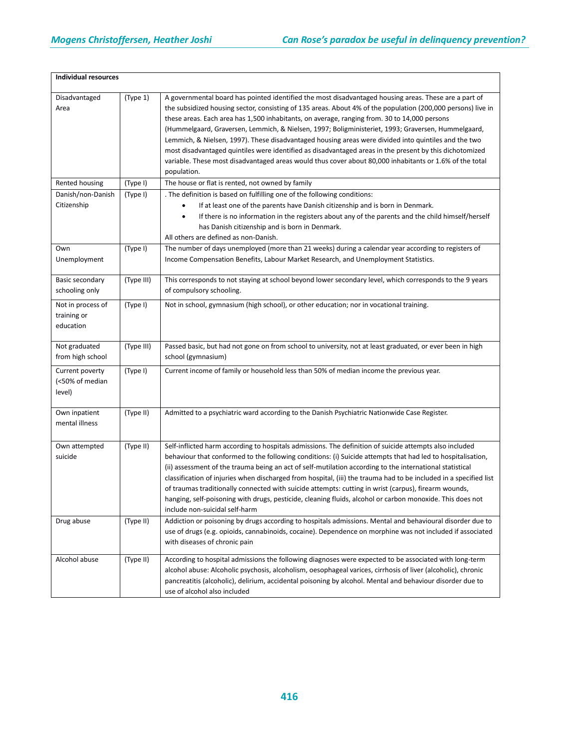| Individual resources | | |
|---|---|---|
| Disadvantaged Area | (Type 1) | A governmental board has pointed identified the most disadvantaged housing areas. These are a part of the subsidized housing sector, consisting of 135 areas. About 4% of the population (200,000 persons) live in these areas. Each area has 1,500 inhabitants, on average, ranging from. 30 to 14,000 persons (Hummelgaard, Graversen, Lemmich, & Nielsen, 1997; Boligministeriet, 1993; Graversen, Hummelgaard, Lemmich, & Nielsen, 1997). These disadvantaged housing areas were divided into quintiles and the two most disadvantaged quintiles were identified as disadvantaged areas in the present by this dichotomized variable. These most disadvantaged areas would thus cover about 80,000 inhabitants or 1.6% of the total population. |
| Rented housing | (Type I) | The house or flat is rented, not owned by family |
| Danish/non-Danish Citizenship | (Type I) | . The definition is based on fulfilling one of the following conditions: <br>• If at least one of the parents have Danish citizenship and is born in Denmark. <br>• If there is no information in the registers about any of the parents and the child himself/herself has Danish citizenship and is born in Denmark. <br>All others are defined as non-Danish. |
| Own Unemployment | (Type I) | The number of days unemployed (more than 21 weeks) during a calendar year according to registers of Income Compensation Benefits, Labour Market Research, and Unemployment Statistics. |
| Basic secondary schooling only | (Type III) | This corresponds to not staying at school beyond lower secondary level, which corresponds to the 9 years of compulsory schooling. |
| Not in process of training or education | (Type I) | Not in school, gymnasium (high school), or other education; nor in vocational training. |
| Not graduated from high school | (Type III) | Passed basic, but had not gone on from school to university, not at least graduated, or ever been in high school (gymnasium) |
| Current poverty (<50% of median level) | (Type I) | Current income of family or household less than 50% of median income the previous year. |
| Own inpatient mental illness | (Type II) | Admitted to a psychiatric ward according to the Danish Psychiatric Nationwide Case Register. |
| Own attempted suicide | (Type II) | Self-inflicted harm according to hospitals admissions. The definition of suicide attempts also included behaviour that conformed to the following conditions: (i) Suicide attempts that had led to hospitalisation, (ii) assessment of the trauma being an act of self-mutilation according to the international statistical classification of injuries when discharged from hospital, (iii) the trauma had to be included in a specified list of traumas traditionally connected with suicide attempts: cutting in wrist (carpus), firearm wounds, hanging, self-poisoning with drugs, pesticide, cleaning fluids, alcohol or carbon monoxide. This does not include non-suicidal self-harm |
| Drug abuse | (Type II) | Addiction or poisoning by drugs according to hospitals admissions. Mental and behavioural disorder due to use of drugs (e.g. opioids, cannabinoids, cocaine). Dependence on morphine was not included if associated with diseases of chronic pain |
| Alcohol abuse | (Type II) | According to hospital admissions the following diagnoses were expected to be associated with long-term alcohol abuse: Alcoholic psychosis, alcoholism, oesophageal varices, cirrhosis of liver (alcoholic), chronic pancreatitis (alcoholic), delirium, accidental poisoning by alcohol. Mental and behaviour disorder due to use of alcohol also included |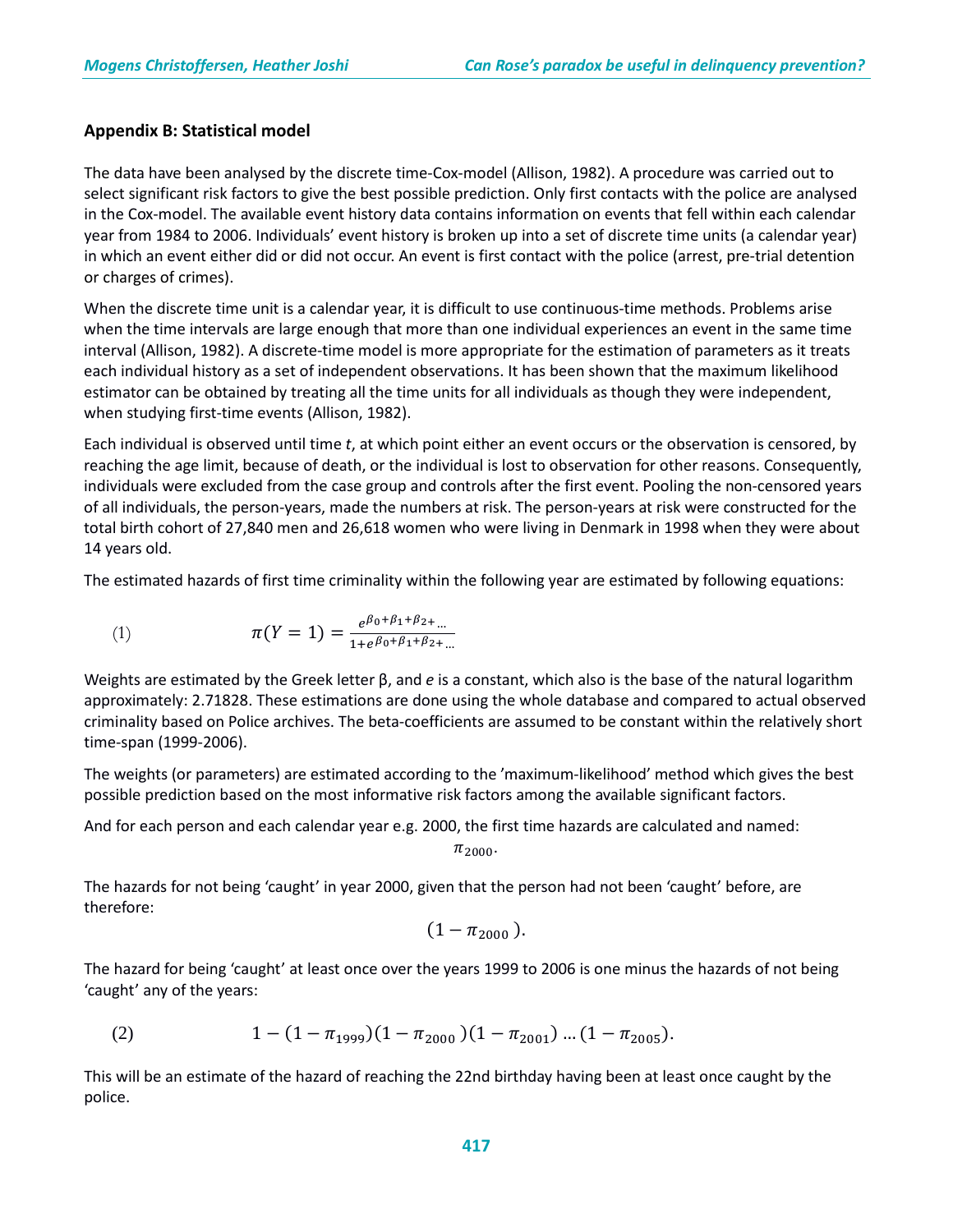## Appendix B: Statistical model

The data have been analysed by the discrete time-Cox-model (Allison, 1982). A procedure was carried out to select significant risk factors to give the best possible prediction. Only first contacts with the police are analysed in the Cox-model. The available event history data contains information on events that fell within each calendar year from 1984 to 2006. Individuals' event history is broken up into a set of discrete time units (a calendar year) in which an event either did or did not occur. An event is first contact with the police (arrest, pre-trial detention or charges of crimes).

When the discrete time unit is a calendar year, it is difficult to use continuous-time methods. Problems arise when the time intervals are large enough that more than one individual experiences an event in the same time interval (Allison, 1982). A discrete-time model is more appropriate for the estimation of parameters as it treats each individual history as a set of independent observations. It has been shown that the maximum likelihood estimator can be obtained by treating all the time units for all individuals as though they were independent, when studying first-time events (Allison, 1982).

Each individual is observed until time *t*, at which point either an event occurs or the observation is censored, by reaching the age limit, because of death, or the individual is lost to observation for other reasons. Consequently, individuals were excluded from the case group and controls after the first event. Pooling the non-censored years of all individuals, the person-years, made the numbers at risk. The person-years at risk were constructed for the total birth cohort of 27,840 men and 26,618 women who were living in Denmark in 1998 when they were about 14 years old.

The estimated hazards of first time criminality within the following year are estimated by following equations:

$$(1) \qquad \pi(Y=1) = \frac{e^{\beta_0+\beta_1+\beta_2+\dots}}{1+e^{\beta_0+\beta_1+\beta_2+\dots}}$$

Weights are estimated by the Greek letter β, and *e* is a constant, which also is the base of the natural logarithm approximately: 2.71828. These estimations are done using the whole database and compared to actual observed criminality based on Police archives. The beta-coefficients are assumed to be constant within the relatively short time-span (1999-2006).

The weights (or parameters) are estimated according to the 'maximum-likelihood' method which gives the best possible prediction based on the most informative risk factors among the available significant factors.

And for each person and each calendar year e.g. 2000, the first time hazards are calculated and named:

$$\pi_{2000}.$$

The hazards for not being 'caught' in year 2000, given that the person had not been 'caught' before, are therefore:

$$(1-\pi_{2000}).$$

The hazard for being 'caught' at least once over the years 1999 to 2006 is one minus the hazards of not being 'caught' any of the years:

$$(2) \qquad 1-(1-\pi_{1999})(1-\pi_{2000})(1-\pi_{2001})\dots(1-\pi_{2005}).$$

This will be an estimate of the hazard of reaching the 22nd birthday having been at least once caught by the police.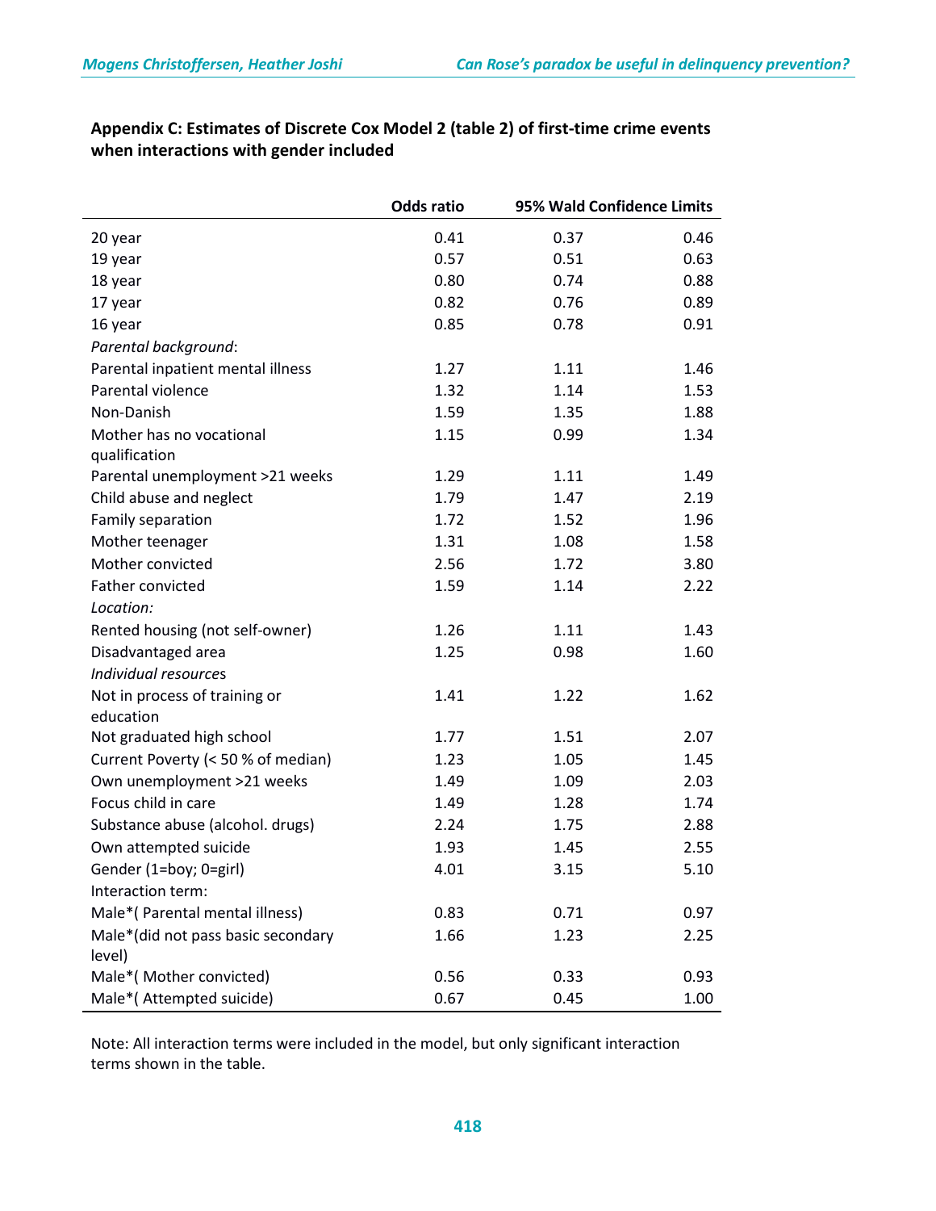### Appendix C: Estimates of Discrete Cox Model 2 (table 2) of first-time crime events when interactions with gender included

| | Odds ratio | 95% Wald Confidence Limits | |
|---|---|---|---|
| 20 year | 0.41 | 0.37 | 0.46 |
| 19 year | 0.57 | 0.51 | 0.63 |
| 18 year | 0.80 | 0.74 | 0.88 |
| 17 year | 0.82 | 0.76 | 0.89 |
| 16 year | 0.85 | 0.78 | 0.91 |
| *Parental background*: | | | |
| Parental inpatient mental illness | 1.27 | 1.11 | 1.46 |
| Parental violence | 1.32 | 1.14 | 1.53 |
| Non-Danish | 1.59 | 1.35 | 1.88 |
| Mother has no vocational qualification | 1.15 | 0.99 | 1.34 |
| Parental unemployment >21 weeks | 1.29 | 1.11 | 1.49 |
| Child abuse and neglect | 1.79 | 1.47 | 2.19 |
| Family separation | 1.72 | 1.52 | 1.96 |
| Mother teenager | 1.31 | 1.08 | 1.58 |
| Mother convicted | 2.56 | 1.72 | 3.80 |
| Father convicted | 1.59 | 1.14 | 2.22 |
| *Location:* | | | |
| Rented housing (not self-owner) | 1.26 | 1.11 | 1.43 |
| Disadvantaged area | 1.25 | 0.98 | 1.60 |
| *Individual resources* | | | |
| Not in process of training or education | 1.41 | 1.22 | 1.62 |
| Not graduated high school | 1.77 | 1.51 | 2.07 |
| Current Poverty (< 50 % of median) | 1.23 | 1.05 | 1.45 |
| Own unemployment >21 weeks | 1.49 | 1.09 | 2.03 |
| Focus child in care | 1.49 | 1.28 | 1.74 |
| Substance abuse (alcohol. drugs) | 2.24 | 1.75 | 2.88 |
| Own attempted suicide | 1.93 | 1.45 | 2.55 |
| Gender (1=boy; 0=girl) | 4.01 | 3.15 | 5.10 |
| Interaction term: | | | |
| Male*( Parental mental illness) | 0.83 | 0.71 | 0.97 |
| Male*(did not pass basic secondary level) | 1.66 | 1.23 | 2.25 |
| Male*( Mother convicted) | 0.56 | 0.33 | 0.93 |
| Male*( Attempted suicide) | 0.67 | 0.45 | 1.00 |

Note: All interaction terms were included in the model, but only significant interaction terms shown in the table.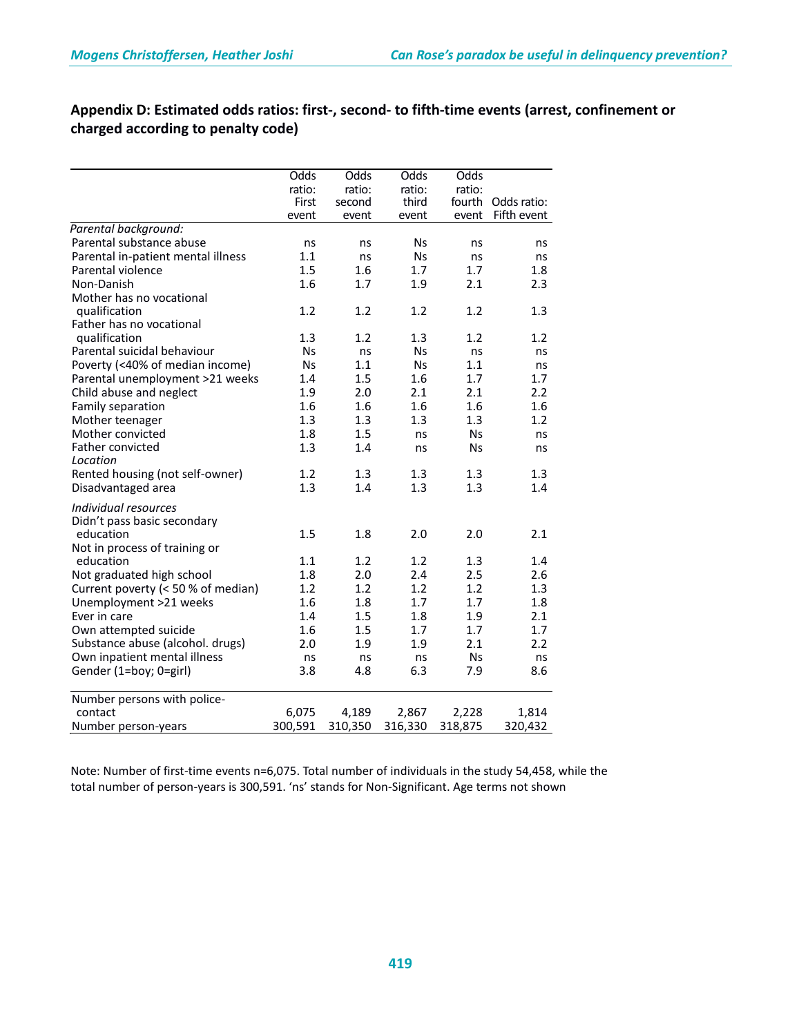## Appendix D: Estimated odds ratios: first-, second- to fifth-time events (arrest, confinement or charged according to penalty code)

| | Odds ratio: First event | Odds ratio: second event | Odds ratio: third event | Odds ratio: fourth event | Odds ratio: Fifth event |
|---|---|---|---|---|---|
| *Parental background:* | | | | | |
| Parental substance abuse | ns | ns | Ns | ns | ns |
| Parental in-patient mental illness | 1.1 | ns | Ns | ns | ns |
| Parental violence | 1.5 | 1.6 | 1.7 | 1.7 | 1.8 |
| Non-Danish | 1.6 | 1.7 | 1.9 | 2.1 | 2.3 |
| Mother has no vocational qualification | 1.2 | 1.2 | 1.2 | 1.2 | 1.3 |
| Father has no vocational qualification | 1.3 | 1.2 | 1.3 | 1.2 | 1.2 |
| Parental suicidal behaviour | Ns | ns | Ns | ns | ns |
| Poverty (<40% of median income) | Ns | 1.1 | Ns | 1.1 | ns |
| Parental unemployment >21 weeks | 1.4 | 1.5 | 1.6 | 1.7 | 1.7 |
| Child abuse and neglect | 1.9 | 2.0 | 2.1 | 2.1 | 2.2 |
| Family separation | 1.6 | 1.6 | 1.6 | 1.6 | 1.6 |
| Mother teenager | 1.3 | 1.3 | 1.3 | 1.3 | 1.2 |
| Mother convicted | 1.8 | 1.5 | ns | Ns | ns |
| Father convicted | 1.3 | 1.4 | ns | Ns | ns |
| *Location* | | | | | |
| Rented housing (not self-owner) | 1.2 | 1.3 | 1.3 | 1.3 | 1.3 |
| Disadvantaged area | 1.3 | 1.4 | 1.3 | 1.3 | 1.4 |
| *Individual resources* | | | | | |
| Didn't pass basic secondary education | 1.5 | 1.8 | 2.0 | 2.0 | 2.1 |
| Not in process of training or education | 1.1 | 1.2 | 1.2 | 1.3 | 1.4 |
| Not graduated high school | 1.8 | 2.0 | 2.4 | 2.5 | 2.6 |
| Current poverty (< 50 % of median) | 1.2 | 1.2 | 1.2 | 1.2 | 1.3 |
| Unemployment >21 weeks | 1.6 | 1.8 | 1.7 | 1.7 | 1.8 |
| Ever in care | 1.4 | 1.5 | 1.8 | 1.9 | 2.1 |
| Own attempted suicide | 1.6 | 1.5 | 1.7 | 1.7 | 1.7 |
| Substance abuse (alcohol. drugs) | 2.0 | 1.9 | 1.9 | 2.1 | 2.2 |
| Own inpatient mental illness | ns | ns | ns | Ns | ns |
| Gender (1=boy; 0=girl) | 3.8 | 4.8 | 6.3 | 7.9 | 8.6 |
| Number persons with police-contact | 6,075 | 4,189 | 2,867 | 2,228 | 1,814 |
| Number person-years | 300,591 | 310,350 | 316,330 | 318,875 | 320,432 |

Note: Number of first-time events n=6,075. Total number of individuals in the study 54,458, while the total number of person-years is 300,591. 'ns' stands for Non-Significant. Age terms not shown